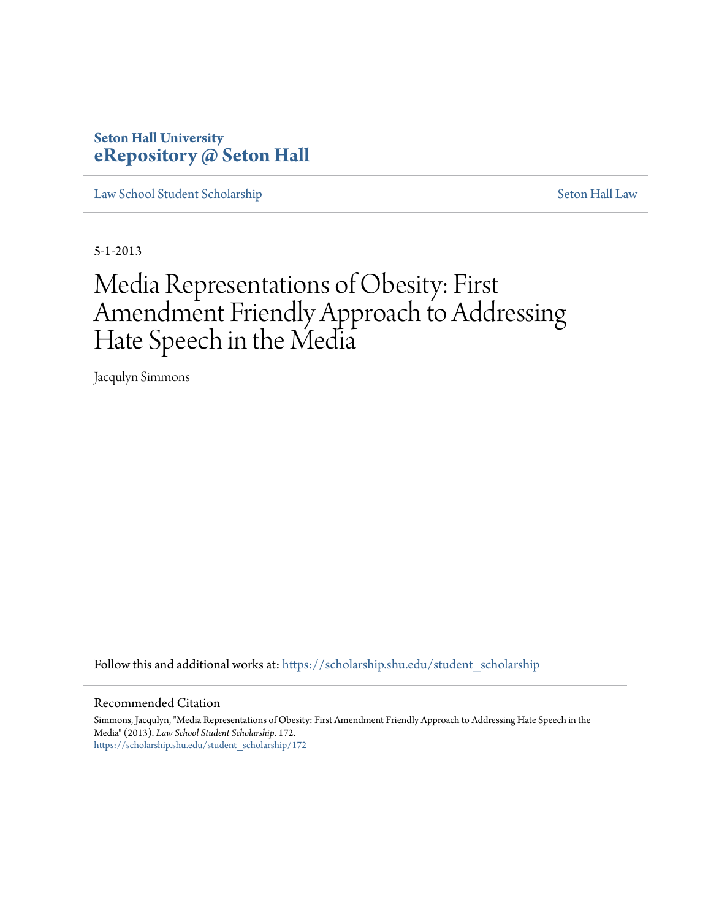**Seton Hall University**
**eRepository @ Seton Hall**

Law School Student Scholarship | Seton Hall Law

5-1-2013

# Media Representations of Obesity: First Amendment Friendly Approach to Addressing Hate Speech in the Media

Jacqulyn Simmons

Follow this and additional works at: https://scholarship.shu.edu/student_scholarship

## Recommended Citation

Simmons, Jacqulyn, "Media Representations of Obesity: First Amendment Friendly Approach to Addressing Hate Speech in the Media" (2013). *Law School Student Scholarship*. 172.
https://scholarship.shu.edu/student_scholarship/172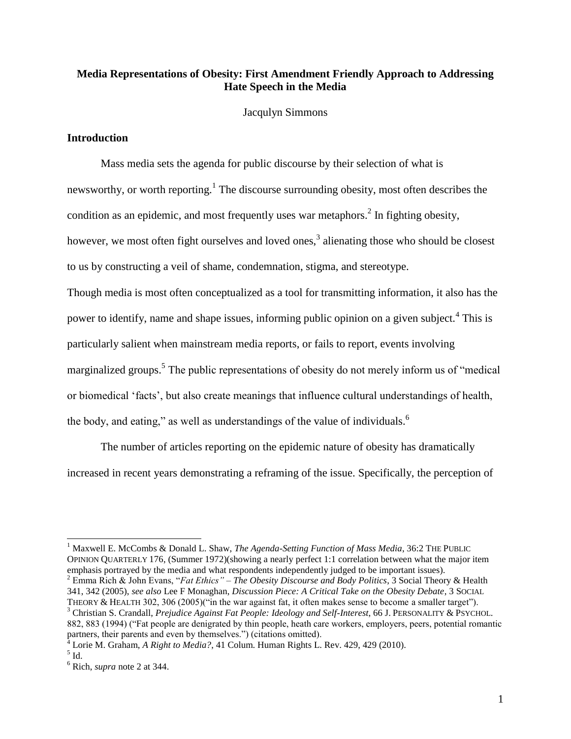**Media Representations of Obesity: First Amendment Friendly Approach to Addressing Hate Speech in the Media**

Jacqulyn Simmons

## Introduction

Mass media sets the agenda for public discourse by their selection of what is newsworthy, or worth reporting.[1] The discourse surrounding obesity, most often describes the condition as an epidemic, and most frequently uses war metaphors.[2] In fighting obesity, however, we most often fight ourselves and loved ones,[3] alienating those who should be closest to us by constructing a veil of shame, condemnation, stigma, and stereotype.

Though media is most often conceptualized as a tool for transmitting information, it also has the power to identify, name and shape issues, informing public opinion on a given subject.[4] This is particularly salient when mainstream media reports, or fails to report, events involving marginalized groups.[5] The public representations of obesity do not merely inform us of "medical or biomedical 'facts', but also create meanings that influence cultural understandings of health, the body, and eating," as well as understandings of the value of individuals.[6]

The number of articles reporting on the epidemic nature of obesity has dramatically increased in recent years demonstrating a reframing of the issue. Specifically, the perception of

---

[1] Maxwell E. McCombs & Donald L. Shaw, *The Agenda-Setting Function of Mass Media*, 36:2 THE PUBLIC OPINION QUARTERLY 176, (Summer 1972)(showing a nearly perfect 1:1 correlation between what the major item emphasis portrayed by the media and what respondents independently judged to be important issues).

[2] Emma Rich & John Evans, "*Fat Ethics" – The Obesity Discourse and Body Politics*, 3 Social Theory & Health 341, 342 (2005), *see also* Lee F Monaghan, *Discussion Piece: A Critical Take on the Obesity Debate*, 3 SOCIAL THEORY & HEALTH 302, 306 (2005)("in the war against fat, it often makes sense to become a smaller target").

[3] Christian S. Crandall, *Prejudice Against Fat People: Ideology and Self-Interest*, 66 J. PERSONALITY & PSYCHOL. 882, 883 (1994) ("Fat people are denigrated by thin people, heath care workers, employers, peers, potential romantic partners, their parents and even by themselves.") (citations omitted).

[4] Lorie M. Graham, *A Right to Media?*, 41 Colum. Human Rights L. Rev. 429, 429 (2010).

[5] Id.

[6] Rich, *supra* note 2 at 344.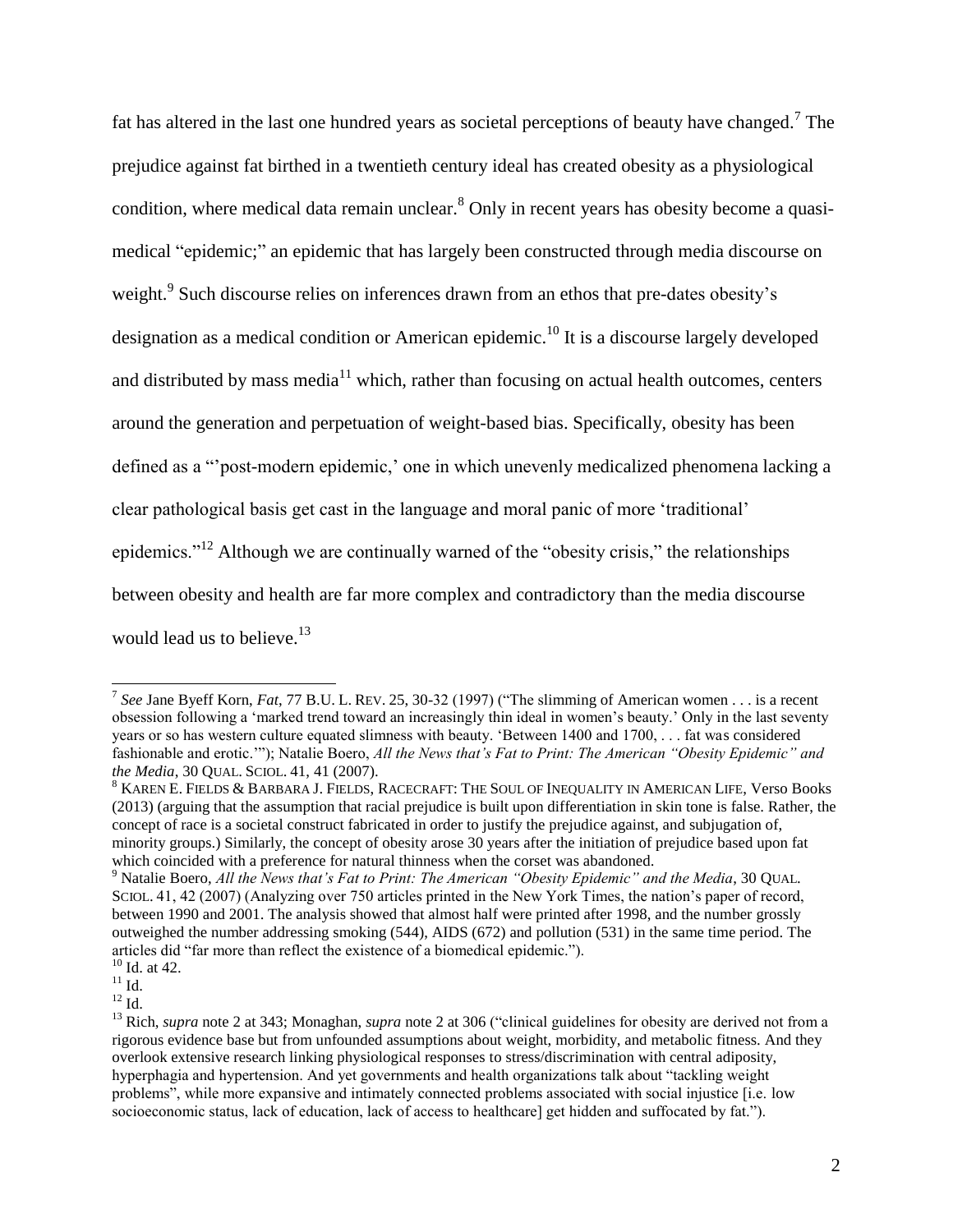fat has altered in the last one hundred years as societal perceptions of beauty have changed.[7] The prejudice against fat birthed in a twentieth century ideal has created obesity as a physiological condition, where medical data remain unclear.[8] Only in recent years has obesity become a quasi-medical "epidemic;" an epidemic that has largely been constructed through media discourse on weight.[9] Such discourse relies on inferences drawn from an ethos that pre-dates obesity's designation as a medical condition or American epidemic.[10] It is a discourse largely developed and distributed by mass media[11] which, rather than focusing on actual health outcomes, centers around the generation and perpetuation of weight-based bias. Specifically, obesity has been defined as a "'post-modern epidemic,' one in which unevenly medicalized phenomena lacking a clear pathological basis get cast in the language and moral panic of more 'traditional' epidemics."[12] Although we are continually warned of the "obesity crisis," the relationships between obesity and health are far more complex and contradictory than the media discourse would lead us to believe.[13]

---

[7] *See* Jane Byeff Korn, *Fat*, 77 B.U. L. REV. 25, 30-32 (1997) ("The slimming of American women . . . is a recent obsession following a 'marked trend toward an increasingly thin ideal in women's beauty.' Only in the last seventy years or so has western culture equated slimness with beauty. 'Between 1400 and 1700, . . . fat was considered fashionable and erotic.'"); Natalie Boero, *All the News that's Fat to Print: The American "Obesity Epidemic" and the Media*, 30 QUAL. SCIOL. 41, 41 (2007).

[8] KAREN E. FIELDS & BARBARA J. FIELDS, RACECRAFT: THE SOUL OF INEQUALITY IN AMERICAN LIFE, Verso Books (2013) (arguing that the assumption that racial prejudice is built upon differentiation in skin tone is false. Rather, the concept of race is a societal construct fabricated in order to justify the prejudice against, and subjugation of, minority groups.) Similarly, the concept of obesity arose 30 years after the initiation of prejudice based upon fat which coincided with a preference for natural thinness when the corset was abandoned.

[9] Natalie Boero, *All the News that's Fat to Print: The American "Obesity Epidemic" and the Media*, 30 QUAL. SCIOL. 41, 42 (2007) (Analyzing over 750 articles printed in the New York Times, the nation's paper of record, between 1990 and 2001. The analysis showed that almost half were printed after 1998, and the number grossly outweighed the number addressing smoking (544), AIDS (672) and pollution (531) in the same time period. The articles did "far more than reflect the existence of a biomedical epidemic.").

[10] Id. at 42.

[11] Id.

[12] Id.

[13] Rich, *supra* note 2 at 343; Monaghan, *supra* note 2 at 306 ("clinical guidelines for obesity are derived not from a rigorous evidence base but from unfounded assumptions about weight, morbidity, and metabolic fitness. And they overlook extensive research linking physiological responses to stress/discrimination with central adiposity, hyperphagia and hypertension. And yet governments and health organizations talk about "tackling weight problems", while more expansive and intimately connected problems associated with social injustice [i.e. low socioeconomic status, lack of education, lack of access to healthcare] get hidden and suffocated by fat.").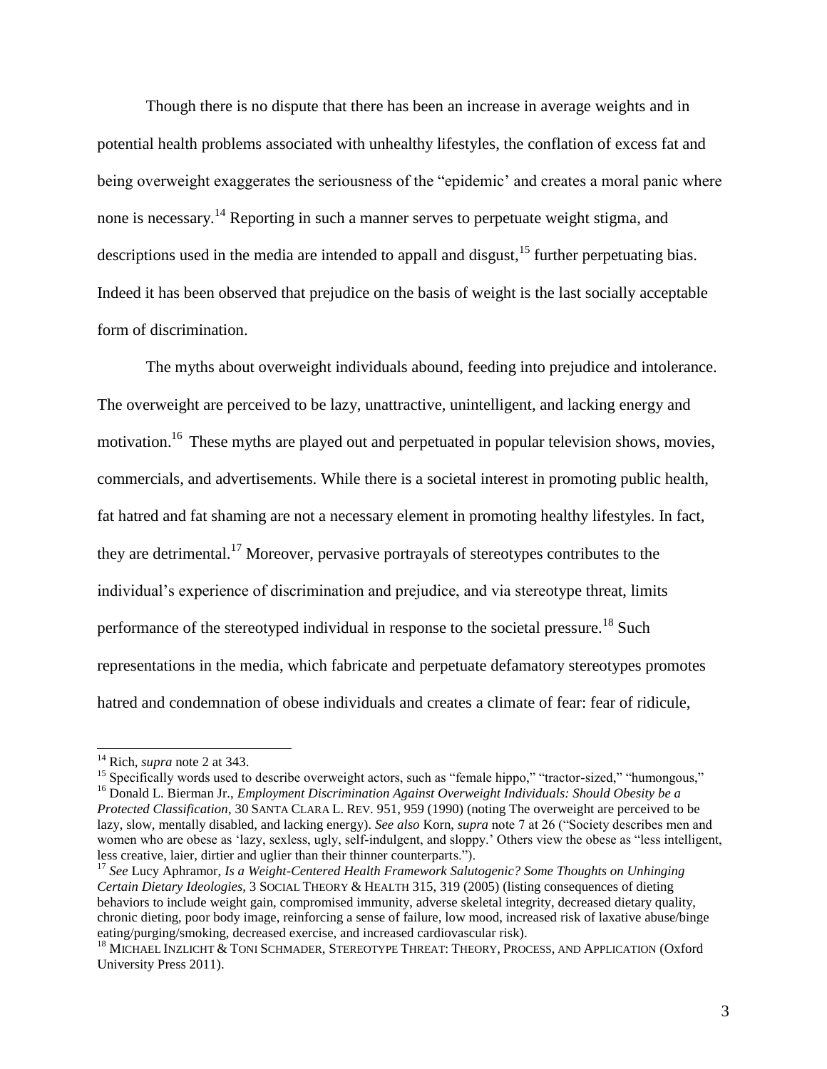Though there is no dispute that there has been an increase in average weights and in potential health problems associated with unhealthy lifestyles, the conflation of excess fat and being overweight exaggerates the seriousness of the "epidemic' and creates a moral panic where none is necessary.[14] Reporting in such a manner serves to perpetuate weight stigma, and descriptions used in the media are intended to appall and disgust,[15] further perpetuating bias. Indeed it has been observed that prejudice on the basis of weight is the last socially acceptable form of discrimination.

The myths about overweight individuals abound, feeding into prejudice and intolerance. The overweight are perceived to be lazy, unattractive, unintelligent, and lacking energy and motivation.[16] These myths are played out and perpetuated in popular television shows, movies, commercials, and advertisements. While there is a societal interest in promoting public health, fat hatred and fat shaming are not a necessary element in promoting healthy lifestyles. In fact, they are detrimental.[17] Moreover, pervasive portrayals of stereotypes contributes to the individual's experience of discrimination and prejudice, and via stereotype threat, limits performance of the stereotyped individual in response to the societal pressure.[18] Such representations in the media, which fabricate and perpetuate defamatory stereotypes promotes hatred and condemnation of obese individuals and creates a climate of fear: fear of ridicule,

---

[14] Rich, *supra* note 2 at 343.

[15] Specifically words used to describe overweight actors, such as "female hippo," "tractor-sized," "humongous,"

[16] Donald L. Bierman Jr., *Employment Discrimination Against Overweight Individuals: Should Obesity be a Protected Classification*, 30 SANTA CLARA L. REV. 951, 959 (1990) (noting The overweight are perceived to be lazy, slow, mentally disabled, and lacking energy). *See also* Korn, *supra* note 7 at 26 ("Society describes men and women who are obese as 'lazy, sexless, ugly, self-indulgent, and sloppy.' Others view the obese as "less intelligent, less creative, laier, dirtier and uglier than their thinner counterparts.").

[17] *See* Lucy Aphramor, *Is a Weight-Centered Health Framework Salutogenic? Some Thoughts on Unhinging Certain Dietary Ideologies*, 3 SOCIAL THEORY & HEALTH 315, 319 (2005) (listing consequences of dieting behaviors to include weight gain, compromised immunity, adverse skeletal integrity, decreased dietary quality, chronic dieting, poor body image, reinforcing a sense of failure, low mood, increased risk of laxative abuse/binge eating/purging/smoking, decreased exercise, and increased cardiovascular risk).

[18] MICHAEL INZLICHT & TONI SCHMADER, STEREOTYPE THREAT: THEORY, PROCESS, AND APPLICATION (Oxford University Press 2011).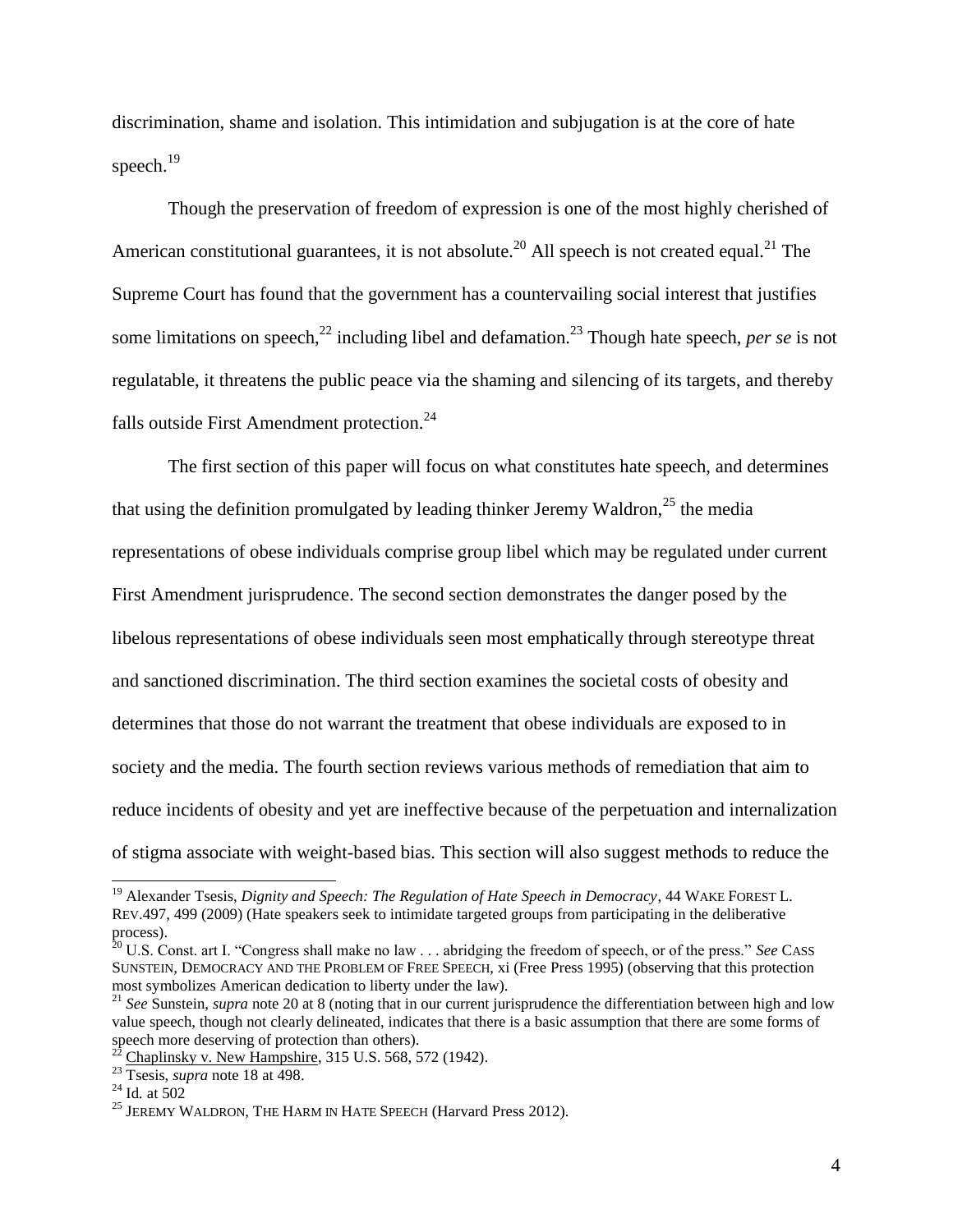discrimination, shame and isolation. This intimidation and subjugation is at the core of hate speech.[19]

Though the preservation of freedom of expression is one of the most highly cherished of American constitutional guarantees, it is not absolute.[20] All speech is not created equal.[21] The Supreme Court has found that the government has a countervailing social interest that justifies some limitations on speech,[22] including libel and defamation.[23] Though hate speech, *per se* is not regulatable, it threatens the public peace via the shaming and silencing of its targets, and thereby falls outside First Amendment protection.[24]

The first section of this paper will focus on what constitutes hate speech, and determines that using the definition promulgated by leading thinker Jeremy Waldron,[25] the media representations of obese individuals comprise group libel which may be regulated under current First Amendment jurisprudence. The second section demonstrates the danger posed by the libelous representations of obese individuals seen most emphatically through stereotype threat and sanctioned discrimination. The third section examines the societal costs of obesity and determines that those do not warrant the treatment that obese individuals are exposed to in society and the media. The fourth section reviews various methods of remediation that aim to reduce incidents of obesity and yet are ineffective because of the perpetuation and internalization of stigma associate with weight-based bias. This section will also suggest methods to reduce the

---

[19] Alexander Tsesis, *Dignity and Speech: The Regulation of Hate Speech in Democracy*, 44 WAKE FOREST L. REV.497, 499 (2009) (Hate speakers seek to intimidate targeted groups from participating in the deliberative process).

[20] U.S. Const. art I. "Congress shall make no law . . . abridging the freedom of speech, or of the press." *See* CASS SUNSTEIN, DEMOCRACY AND THE PROBLEM OF FREE SPEECH, xi (Free Press 1995) (observing that this protection most symbolizes American dedication to liberty under the law).

[21] *See* Sunstein, *supra* note 20 at 8 (noting that in our current jurisprudence the differentiation between high and low value speech, though not clearly delineated, indicates that there is a basic assumption that there are some forms of speech more deserving of protection than others).

[22] Chaplinsky v. New Hampshire, 315 U.S. 568, 572 (1942).

[23] Tsesis, *supra* note 18 at 498.

[24] Id. at 502

[25] JEREMY WALDRON, THE HARM IN HATE SPEECH (Harvard Press 2012).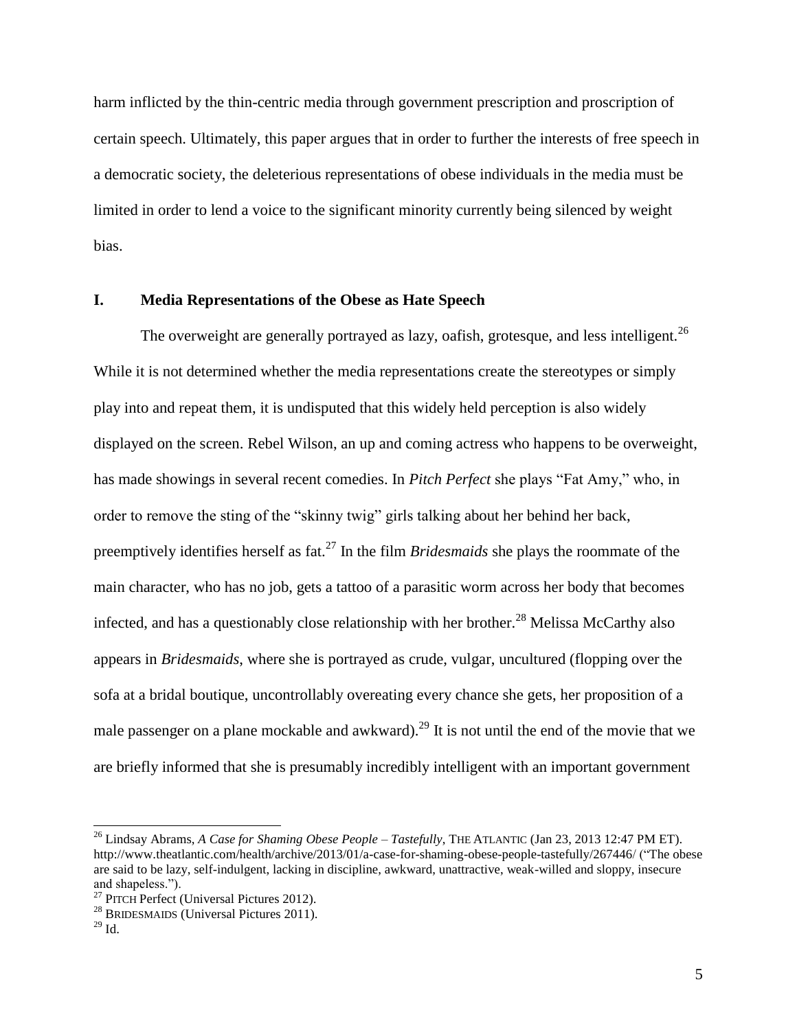harm inflicted by the thin-centric media through government prescription and proscription of certain speech. Ultimately, this paper argues that in order to further the interests of free speech in a democratic society, the deleterious representations of obese individuals in the media must be limited in order to lend a voice to the significant minority currently being silenced by weight bias.

## I. Media Representations of the Obese as Hate Speech

The overweight are generally portrayed as lazy, oafish, grotesque, and less intelligent.[26] While it is not determined whether the media representations create the stereotypes or simply play into and repeat them, it is undisputed that this widely held perception is also widely displayed on the screen. Rebel Wilson, an up and coming actress who happens to be overweight, has made showings in several recent comedies. In *Pitch Perfect* she plays "Fat Amy," who, in order to remove the sting of the "skinny twig" girls talking about her behind her back, preemptively identifies herself as fat.[27] In the film *Bridesmaids* she plays the roommate of the main character, who has no job, gets a tattoo of a parasitic worm across her body that becomes infected, and has a questionably close relationship with her brother.[28] Melissa McCarthy also appears in *Bridesmaids*, where she is portrayed as crude, vulgar, uncultured (flopping over the sofa at a bridal boutique, uncontrollably overeating every chance she gets, her proposition of a male passenger on a plane mockable and awkward).[29] It is not until the end of the movie that we are briefly informed that she is presumably incredibly intelligent with an important government

---

[26] Lindsay Abrams, *A Case for Shaming Obese People – Tastefully*, THE ATLANTIC (Jan 23, 2013 12:47 PM ET). http://www.theatlantic.com/health/archive/2013/01/a-case-for-shaming-obese-people-tastefully/267446/ ("The obese are said to be lazy, self-indulgent, lacking in discipline, awkward, unattractive, weak-willed and sloppy, insecure and shapeless.").

[27] PITCH Perfect (Universal Pictures 2012).

[28] BRIDESMAIDS (Universal Pictures 2011).

[29] Id.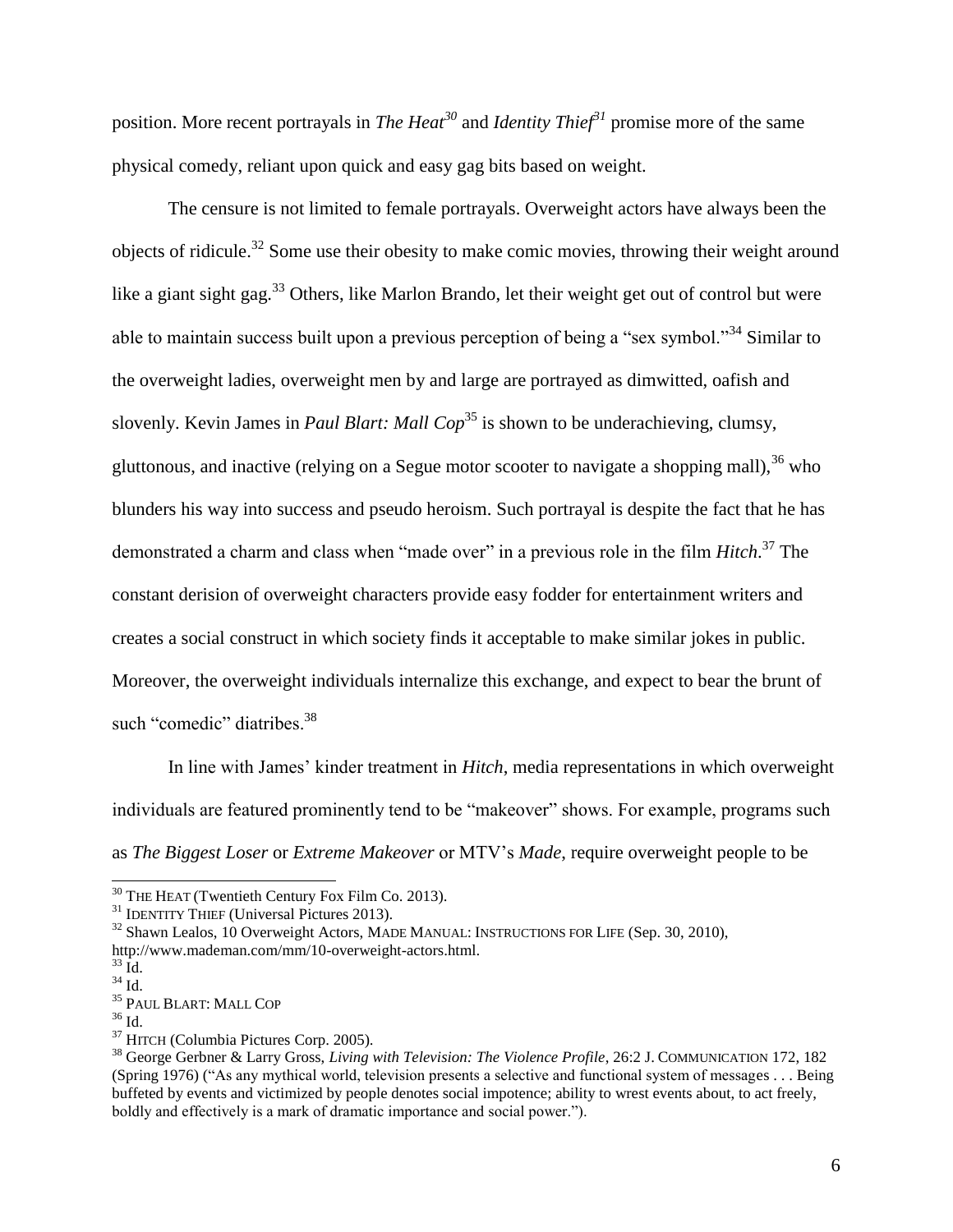position. More recent portrayals in *The Heat*[30] and *Identity Thief*[31] promise more of the same physical comedy, reliant upon quick and easy gag bits based on weight.

The censure is not limited to female portrayals. Overweight actors have always been the objects of ridicule.[32] Some use their obesity to make comic movies, throwing their weight around like a giant sight gag.[33] Others, like Marlon Brando, let their weight get out of control but were able to maintain success built upon a previous perception of being a "sex symbol."[34] Similar to the overweight ladies, overweight men by and large are portrayed as dimwitted, oafish and slovenly. Kevin James in *Paul Blart: Mall Cop*[35] is shown to be underachieving, clumsy, gluttonous, and inactive (relying on a Segue motor scooter to navigate a shopping mall),[36] who blunders his way into success and pseudo heroism. Such portrayal is despite the fact that he has demonstrated a charm and class when "made over" in a previous role in the film *Hitch*.[37] The constant derision of overweight characters provide easy fodder for entertainment writers and creates a social construct in which society finds it acceptable to make similar jokes in public. Moreover, the overweight individuals internalize this exchange, and expect to bear the brunt of such "comedic" diatribes.[38]

In line with James' kinder treatment in *Hitch*, media representations in which overweight individuals are featured prominently tend to be "makeover" shows. For example, programs such as *The Biggest Loser* or *Extreme Makeover* or MTV's *Made*, require overweight people to be

---

[30] THE HEAT (Twentieth Century Fox Film Co. 2013).

[31] IDENTITY THIEF (Universal Pictures 2013).

[32] Shawn Lealos, 10 Overweight Actors, MADE MANUAL: INSTRUCTIONS FOR LIFE (Sep. 30, 2010), http://www.mademan.com/mm/10-overweight-actors.html.

[33] Id.

[34] Id.

[35] PAUL BLART: MALL COP

[36] Id.

[37] HITCH (Columbia Pictures Corp. 2005).

[38] George Gerbner & Larry Gross, *Living with Television: The Violence Profile*, 26:2 J. COMMUNICATION 172, 182 (Spring 1976) ("As any mythical world, television presents a selective and functional system of messages . . . Being buffeted by events and victimized by people denotes social impotence; ability to wrest events about, to act freely, boldly and effectively is a mark of dramatic importance and social power.").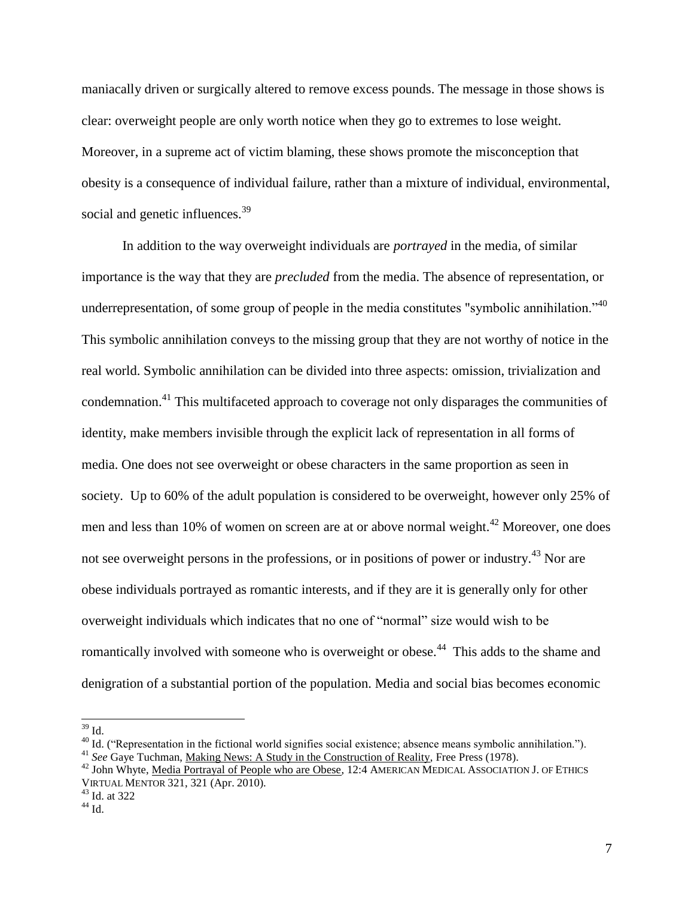maniacally driven or surgically altered to remove excess pounds. The message in those shows is clear: overweight people are only worth notice when they go to extremes to lose weight. Moreover, in a supreme act of victim blaming, these shows promote the misconception that obesity is a consequence of individual failure, rather than a mixture of individual, environmental, social and genetic influences.[39]

In addition to the way overweight individuals are *portrayed* in the media, of similar importance is the way that they are *precluded* from the media. The absence of representation, or underrepresentation, of some group of people in the media constitutes "symbolic annihilation."[40] This symbolic annihilation conveys to the missing group that they are not worthy of notice in the real world. Symbolic annihilation can be divided into three aspects: omission, trivialization and condemnation.[41] This multifaceted approach to coverage not only disparages the communities of identity, make members invisible through the explicit lack of representation in all forms of media. One does not see overweight or obese characters in the same proportion as seen in society. Up to 60% of the adult population is considered to be overweight, however only 25% of men and less than 10% of women on screen are at or above normal weight.[42] Moreover, one does not see overweight persons in the professions, or in positions of power or industry.[43] Nor are obese individuals portrayed as romantic interests, and if they are it is generally only for other overweight individuals which indicates that no one of "normal" size would wish to be romantically involved with someone who is overweight or obese.[44] This adds to the shame and denigration of a substantial portion of the population. Media and social bias becomes economic

---

[39] Id.

[40] Id. ("Representation in the fictional world signifies social existence; absence means symbolic annihilation.").

[41] *See* Gaye Tuchman, Making News: A Study in the Construction of Reality, Free Press (1978).

[42] John Whyte, Media Portrayal of People who are Obese, 12:4 AMERICAN MEDICAL ASSOCIATION J. OF ETHICS VIRTUAL MENTOR 321, 321 (Apr. 2010).

[43] Id. at 322

[44] Id.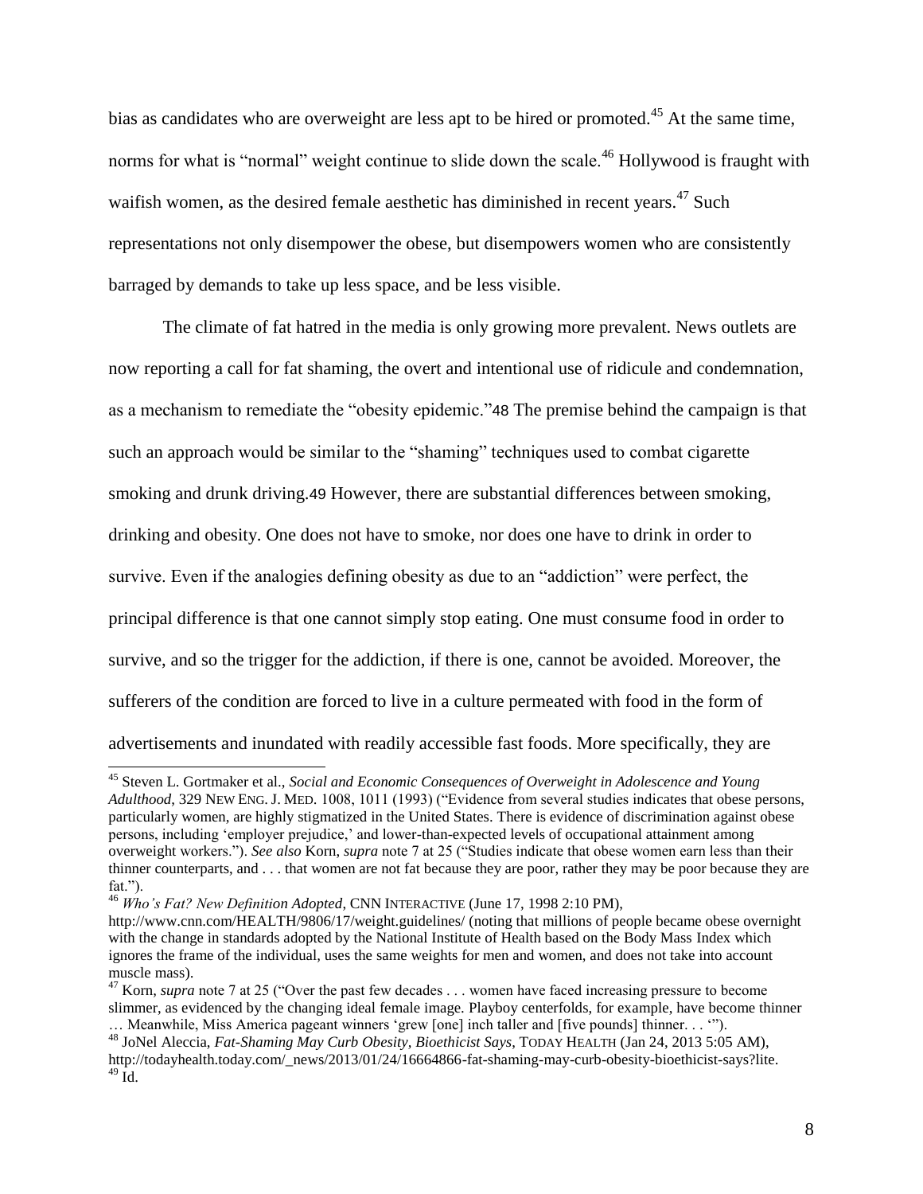bias as candidates who are overweight are less apt to be hired or promoted.[45] At the same time, norms for what is "normal" weight continue to slide down the scale.[46] Hollywood is fraught with waifish women, as the desired female aesthetic has diminished in recent years.[47] Such representations not only disempower the obese, but disempowers women who are consistently barraged by demands to take up less space, and be less visible.

The climate of fat hatred in the media is only growing more prevalent. News outlets are now reporting a call for fat shaming, the overt and intentional use of ridicule and condemnation, as a mechanism to remediate the "obesity epidemic."[48] The premise behind the campaign is that such an approach would be similar to the "shaming" techniques used to combat cigarette smoking and drunk driving.[49] However, there are substantial differences between smoking, drinking and obesity. One does not have to smoke, nor does one have to drink in order to survive. Even if the analogies defining obesity as due to an "addiction" were perfect, the principal difference is that one cannot simply stop eating. One must consume food in order to survive, and so the trigger for the addiction, if there is one, cannot be avoided. Moreover, the sufferers of the condition are forced to live in a culture permeated with food in the form of advertisements and inundated with readily accessible fast foods. More specifically, they are

---

[45] Steven L. Gortmaker et al., *Social and Economic Consequences of Overweight in Adolescence and Young Adulthood*, 329 NEW ENG. J. MED. 1008, 1011 (1993) ("Evidence from several studies indicates that obese persons, particularly women, are highly stigmatized in the United States. There is evidence of discrimination against obese persons, including 'employer prejudice,' and lower-than-expected levels of occupational attainment among overweight workers."). *See also* Korn, *supra* note 7 at 25 ("Studies indicate that obese women earn less than their thinner counterparts, and . . . that women are not fat because they are poor, rather they may be poor because they are fat.").

[46] *Who's Fat? New Definition Adopted*, CNN INTERACTIVE (June 17, 1998 2:10 PM), http://www.cnn.com/HEALTH/9806/17/weight.guidelines/ (noting that millions of people became obese overnight with the change in standards adopted by the National Institute of Health based on the Body Mass Index which ignores the frame of the individual, uses the same weights for men and women, and does not take into account muscle mass).

[47] Korn, *supra* note 7 at 25 ("Over the past few decades . . . women have faced increasing pressure to become slimmer, as evidenced by the changing ideal female image. Playboy centerfolds, for example, have become thinner … Meanwhile, Miss America pageant winners 'grew [one] inch taller and [five pounds] thinner. . . '").

[48] JoNel Aleccia, *Fat-Shaming May Curb Obesity, Bioethicist Says*, TODAY HEALTH (Jan 24, 2013 5:05 AM), http://todayhealth.today.com/_news/2013/01/24/16664866-fat-shaming-may-curb-obesity-bioethicist-says?lite.

[49] Id.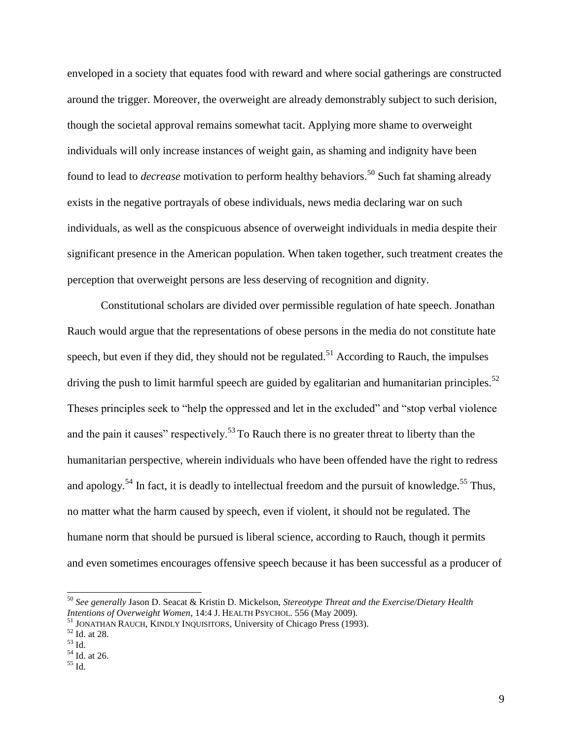enveloped in a society that equates food with reward and where social gatherings are constructed around the trigger. Moreover, the overweight are already demonstrably subject to such derision, though the societal approval remains somewhat tacit. Applying more shame to overweight individuals will only increase instances of weight gain, as shaming and indignity have been found to lead to *decrease* motivation to perform healthy behaviors.[50] Such fat shaming already exists in the negative portrayals of obese individuals, news media declaring war on such individuals, as well as the conspicuous absence of overweight individuals in media despite their significant presence in the American population. When taken together, such treatment creates the perception that overweight persons are less deserving of recognition and dignity.

Constitutional scholars are divided over permissible regulation of hate speech. Jonathan Rauch would argue that the representations of obese persons in the media do not constitute hate speech, but even if they did, they should not be regulated.[51] According to Rauch, the impulses driving the push to limit harmful speech are guided by egalitarian and humanitarian principles.[52] Theses principles seek to "help the oppressed and let in the excluded" and "stop verbal violence and the pain it causes" respectively.[53] To Rauch there is no greater threat to liberty than the humanitarian perspective, wherein individuals who have been offended have the right to redress and apology.[54] In fact, it is deadly to intellectual freedom and the pursuit of knowledge.[55] Thus, no matter what the harm caused by speech, even if violent, it should not be regulated. The humane norm that should be pursued is liberal science, according to Rauch, though it permits and even sometimes encourages offensive speech because it has been successful as a producer of

[50] *See generally* Jason D. Seacat & Kristin D. Mickelson, *Stereotype Threat and the Exercise/Dietary Health Intentions of Overweight Women*, 14:4 J. HEALTH PSYCHOL. 556 (May 2009).

[51] JONATHAN RAUCH, KINDLY INQUISITORS, University of Chicago Press (1993).

[52] Id. at 28.

[53] Id.

[54] Id. at 26.

[55] Id.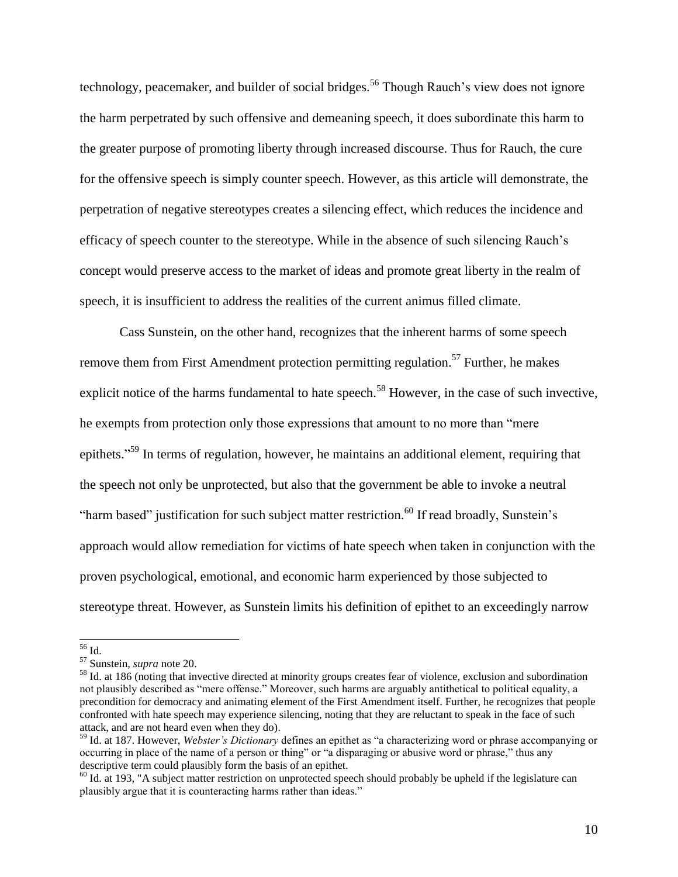technology, peacemaker, and builder of social bridges.[56] Though Rauch's view does not ignore the harm perpetrated by such offensive and demeaning speech, it does subordinate this harm to the greater purpose of promoting liberty through increased discourse. Thus for Rauch, the cure for the offensive speech is simply counter speech. However, as this article will demonstrate, the perpetration of negative stereotypes creates a silencing effect, which reduces the incidence and efficacy of speech counter to the stereotype. While in the absence of such silencing Rauch's concept would preserve access to the market of ideas and promote great liberty in the realm of speech, it is insufficient to address the realities of the current animus filled climate.

Cass Sunstein, on the other hand, recognizes that the inherent harms of some speech remove them from First Amendment protection permitting regulation.[57] Further, he makes explicit notice of the harms fundamental to hate speech.[58] However, in the case of such invective, he exempts from protection only those expressions that amount to no more than "mere epithets."[59] In terms of regulation, however, he maintains an additional element, requiring that the speech not only be unprotected, but also that the government be able to invoke a neutral "harm based" justification for such subject matter restriction.[60] If read broadly, Sunstein's approach would allow remediation for victims of hate speech when taken in conjunction with the proven psychological, emotional, and economic harm experienced by those subjected to stereotype threat. However, as Sunstein limits his definition of epithet to an exceedingly narrow

---

[56] Id.

[57] Sunstein, *supra* note 20.

[58] Id. at 186 (noting that invective directed at minority groups creates fear of violence, exclusion and subordination not plausibly described as "mere offense." Moreover, such harms are arguably antithetical to political equality, a precondition for democracy and animating element of the First Amendment itself. Further, he recognizes that people confronted with hate speech may experience silencing, noting that they are reluctant to speak in the face of such attack, and are not heard even when they do).

[59] Id. at 187. However, *Webster's Dictionary* defines an epithet as "a characterizing word or phrase accompanying or occurring in place of the name of a person or thing" or "a disparaging or abusive word or phrase," thus any descriptive term could plausibly form the basis of an epithet.

[60] Id. at 193, "A subject matter restriction on unprotected speech should probably be upheld if the legislature can plausibly argue that it is counteracting harms rather than ideas."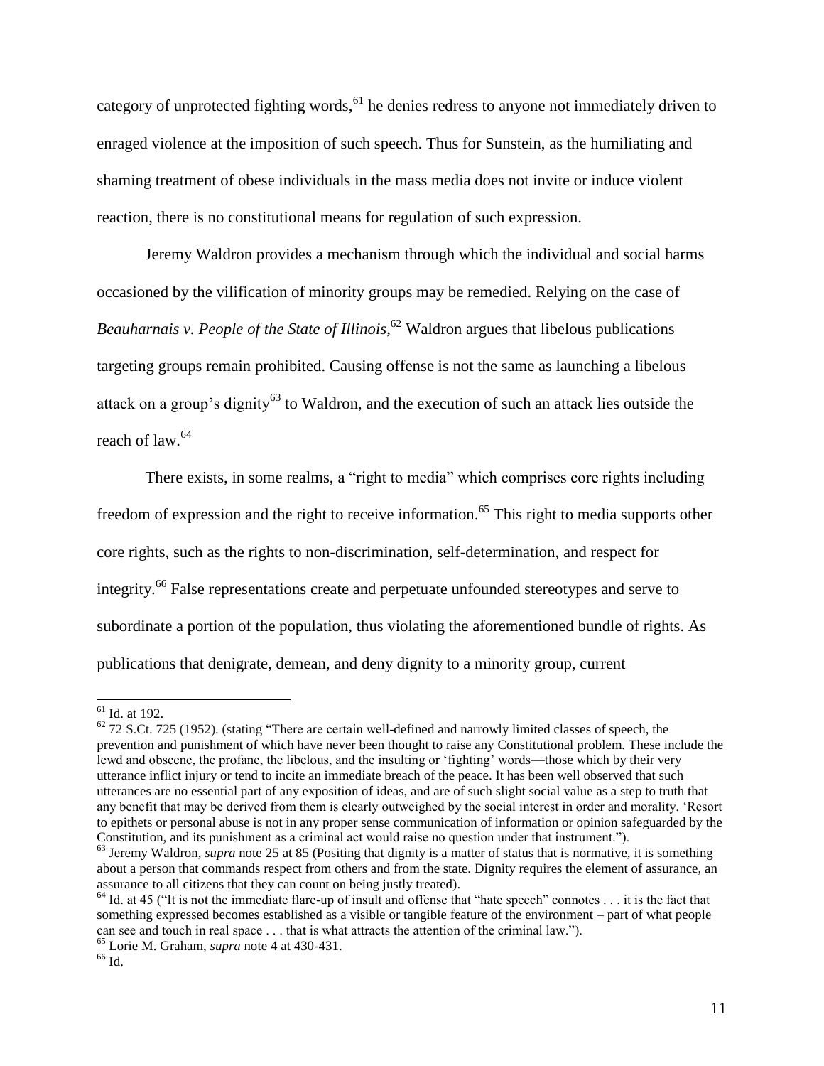category of unprotected fighting words,[61] he denies redress to anyone not immediately driven to enraged violence at the imposition of such speech. Thus for Sunstein, as the humiliating and shaming treatment of obese individuals in the mass media does not invite or induce violent reaction, there is no constitutional means for regulation of such expression.

Jeremy Waldron provides a mechanism through which the individual and social harms occasioned by the vilification of minority groups may be remedied. Relying on the case of *Beauharnais v. People of the State of Illinois*,[62] Waldron argues that libelous publications targeting groups remain prohibited. Causing offense is not the same as launching a libelous attack on a group's dignity[63] to Waldron, and the execution of such an attack lies outside the reach of law.[64]

There exists, in some realms, a "right to media" which comprises core rights including freedom of expression and the right to receive information.[65] This right to media supports other core rights, such as the rights to non-discrimination, self-determination, and respect for integrity.[66] False representations create and perpetuate unfounded stereotypes and serve to subordinate a portion of the population, thus violating the aforementioned bundle of rights. As publications that denigrate, demean, and deny dignity to a minority group, current

---

[61] Id. at 192.

[62] 72 S.Ct. 725 (1952). (stating "There are certain well-defined and narrowly limited classes of speech, the prevention and punishment of which have never been thought to raise any Constitutional problem. These include the lewd and obscene, the profane, the libelous, and the insulting or 'fighting' words—those which by their very utterance inflict injury or tend to incite an immediate breach of the peace. It has been well observed that such utterances are no essential part of any exposition of ideas, and are of such slight social value as a step to truth that any benefit that may be derived from them is clearly outweighed by the social interest in order and morality. 'Resort to epithets or personal abuse is not in any proper sense communication of information or opinion safeguarded by the Constitution, and its punishment as a criminal act would raise no question under that instrument.").

[63] Jeremy Waldron, *supra* note 25 at 85 (Positing that dignity is a matter of status that is normative, it is something about a person that commands respect from others and from the state. Dignity requires the element of assurance, an assurance to all citizens that they can count on being justly treated).

[64] Id. at 45 ("It is not the immediate flare-up of insult and offense that "hate speech" connotes . . . it is the fact that something expressed becomes established as a visible or tangible feature of the environment – part of what people can see and touch in real space . . . that is what attracts the attention of the criminal law.").

[65] Lorie M. Graham, *supra* note 4 at 430-431.

[66] Id.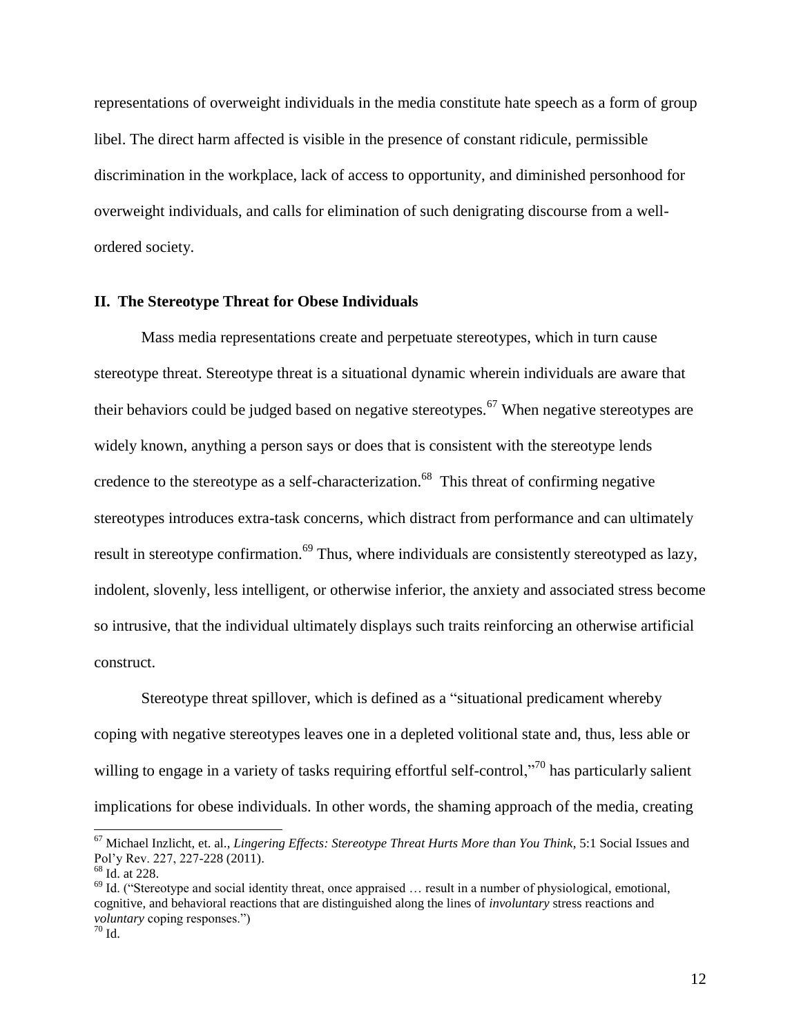representations of overweight individuals in the media constitute hate speech as a form of group libel. The direct harm affected is visible in the presence of constant ridicule, permissible discrimination in the workplace, lack of access to opportunity, and diminished personhood for overweight individuals, and calls for elimination of such denigrating discourse from a well-ordered society.

## II. The Stereotype Threat for Obese Individuals

Mass media representations create and perpetuate stereotypes, which in turn cause stereotype threat. Stereotype threat is a situational dynamic wherein individuals are aware that their behaviors could be judged based on negative stereotypes.[67] When negative stereotypes are widely known, anything a person says or does that is consistent with the stereotype lends credence to the stereotype as a self-characterization.[68] This threat of confirming negative stereotypes introduces extra-task concerns, which distract from performance and can ultimately result in stereotype confirmation.[69] Thus, where individuals are consistently stereotyped as lazy, indolent, slovenly, less intelligent, or otherwise inferior, the anxiety and associated stress become so intrusive, that the individual ultimately displays such traits reinforcing an otherwise artificial construct.

Stereotype threat spillover, which is defined as a "situational predicament whereby coping with negative stereotypes leaves one in a depleted volitional state and, thus, less able or willing to engage in a variety of tasks requiring effortful self-control,"[70] has particularly salient implications for obese individuals. In other words, the shaming approach of the media, creating

---

[67] Michael Inzlicht, et. al., *Lingering Effects: Stereotype Threat Hurts More than You Think*, 5:1 Social Issues and Pol'y Rev. 227, 227-228 (2011).

[68] Id. at 228.

[69] Id. ("Stereotype and social identity threat, once appraised … result in a number of physiological, emotional, cognitive, and behavioral reactions that are distinguished along the lines of *involuntary* stress reactions and *voluntary* coping responses.")

[70] Id.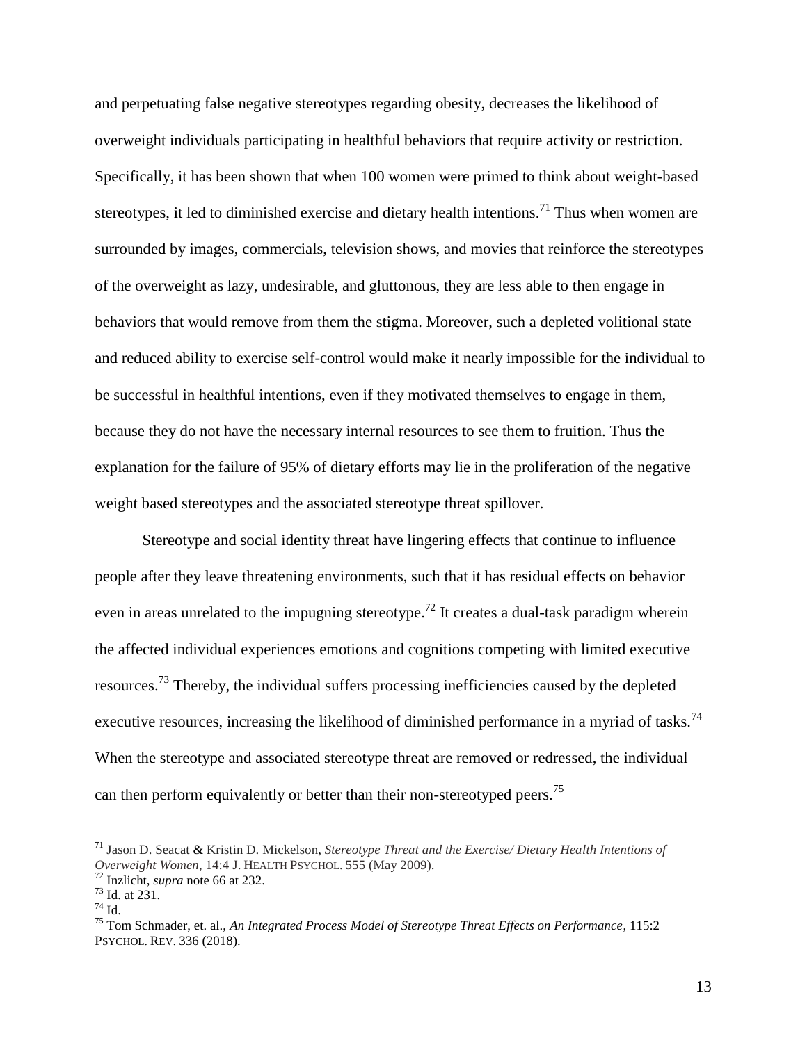and perpetuating false negative stereotypes regarding obesity, decreases the likelihood of overweight individuals participating in healthful behaviors that require activity or restriction. Specifically, it has been shown that when 100 women were primed to think about weight-based stereotypes, it led to diminished exercise and dietary health intentions.[71] Thus when women are surrounded by images, commercials, television shows, and movies that reinforce the stereotypes of the overweight as lazy, undesirable, and gluttonous, they are less able to then engage in behaviors that would remove from them the stigma. Moreover, such a depleted volitional state and reduced ability to exercise self-control would make it nearly impossible for the individual to be successful in healthful intentions, even if they motivated themselves to engage in them, because they do not have the necessary internal resources to see them to fruition. Thus the explanation for the failure of 95% of dietary efforts may lie in the proliferation of the negative weight based stereotypes and the associated stereotype threat spillover.

Stereotype and social identity threat have lingering effects that continue to influence people after they leave threatening environments, such that it has residual effects on behavior even in areas unrelated to the impugning stereotype.[72] It creates a dual-task paradigm wherein the affected individual experiences emotions and cognitions competing with limited executive resources.[73] Thereby, the individual suffers processing inefficiencies caused by the depleted executive resources, increasing the likelihood of diminished performance in a myriad of tasks.[74] When the stereotype and associated stereotype threat are removed or redressed, the individual can then perform equivalently or better than their non-stereotyped peers.[75]

---

[71] Jason D. Seacat & Kristin D. Mickelson, *Stereotype Threat and the Exercise/ Dietary Health Intentions of Overweight Women*, 14:4 J. HEALTH PSYCHOL. 555 (May 2009).

[72] Inzlicht, *supra* note 66 at 232.

[73] Id. at 231.

[74] Id.

[75] Tom Schmader, et. al., *An Integrated Process Model of Stereotype Threat Effects on Performance*, 115:2 PSYCHOL. REV. 336 (2018).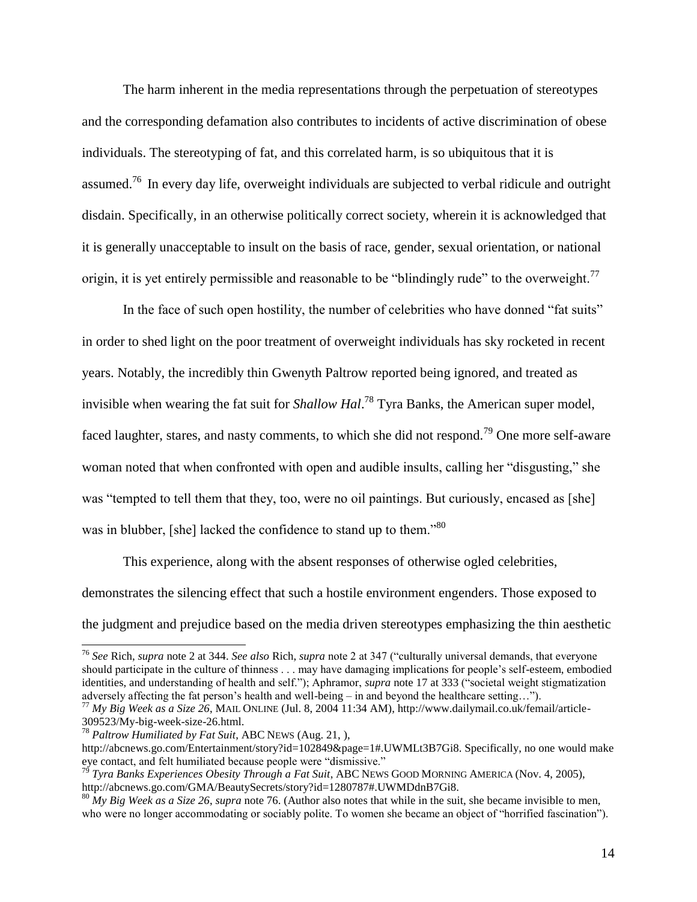The harm inherent in the media representations through the perpetuation of stereotypes and the corresponding defamation also contributes to incidents of active discrimination of obese individuals. The stereotyping of fat, and this correlated harm, is so ubiquitous that it is assumed.[76] In every day life, overweight individuals are subjected to verbal ridicule and outright disdain. Specifically, in an otherwise politically correct society, wherein it is acknowledged that it is generally unacceptable to insult on the basis of race, gender, sexual orientation, or national origin, it is yet entirely permissible and reasonable to be "blindingly rude" to the overweight.[77]

In the face of such open hostility, the number of celebrities who have donned "fat suits" in order to shed light on the poor treatment of overweight individuals has sky rocketed in recent years. Notably, the incredibly thin Gwenyth Paltrow reported being ignored, and treated as invisible when wearing the fat suit for *Shallow Hal*.[78] Tyra Banks, the American super model, faced laughter, stares, and nasty comments, to which she did not respond.[79] One more self-aware woman noted that when confronted with open and audible insults, calling her "disgusting," she was "tempted to tell them that they, too, were no oil paintings. But curiously, encased as [she] was in blubber, [she] lacked the confidence to stand up to them."[80]

This experience, along with the absent responses of otherwise ogled celebrities, demonstrates the silencing effect that such a hostile environment engenders. Those exposed to the judgment and prejudice based on the media driven stereotypes emphasizing the thin aesthetic

---

[76] *See* Rich, *supra* note 2 at 344. *See also* Rich, *supra* note 2 at 347 ("culturally universal demands, that everyone should participate in the culture of thinness . . . may have damaging implications for people's self-esteem, embodied identities, and understanding of health and self."); Aphramor, *supra* note 17 at 333 ("societal weight stigmatization adversely affecting the fat person's health and well-being – in and beyond the healthcare setting…").

[77] *My Big Week as a Size 26*, MAIL ONLINE (Jul. 8, 2004 11:34 AM), http://www.dailymail.co.uk/femail/article-309523/My-big-week-size-26.html.

[78] *Paltrow Humiliated by Fat Suit*, ABC NEWS (Aug. 21, ), http://abcnews.go.com/Entertainment/story?id=102849&page=1#.UWMLt3B7Gi8. Specifically, no one would make eye contact, and felt humiliated because people were "dismissive."

[79] *Tyra Banks Experiences Obesity Through a Fat Suit*, ABC NEWS GOOD MORNING AMERICA (Nov. 4, 2005), http://abcnews.go.com/GMA/BeautySecrets/story?id=1280787#.UWMDdnB7Gi8.

[80] *My Big Week as a Size 26*, *supra* note 76. (Author also notes that while in the suit, she became invisible to men, who were no longer accommodating or sociably polite. To women she became an object of "horrified fascination").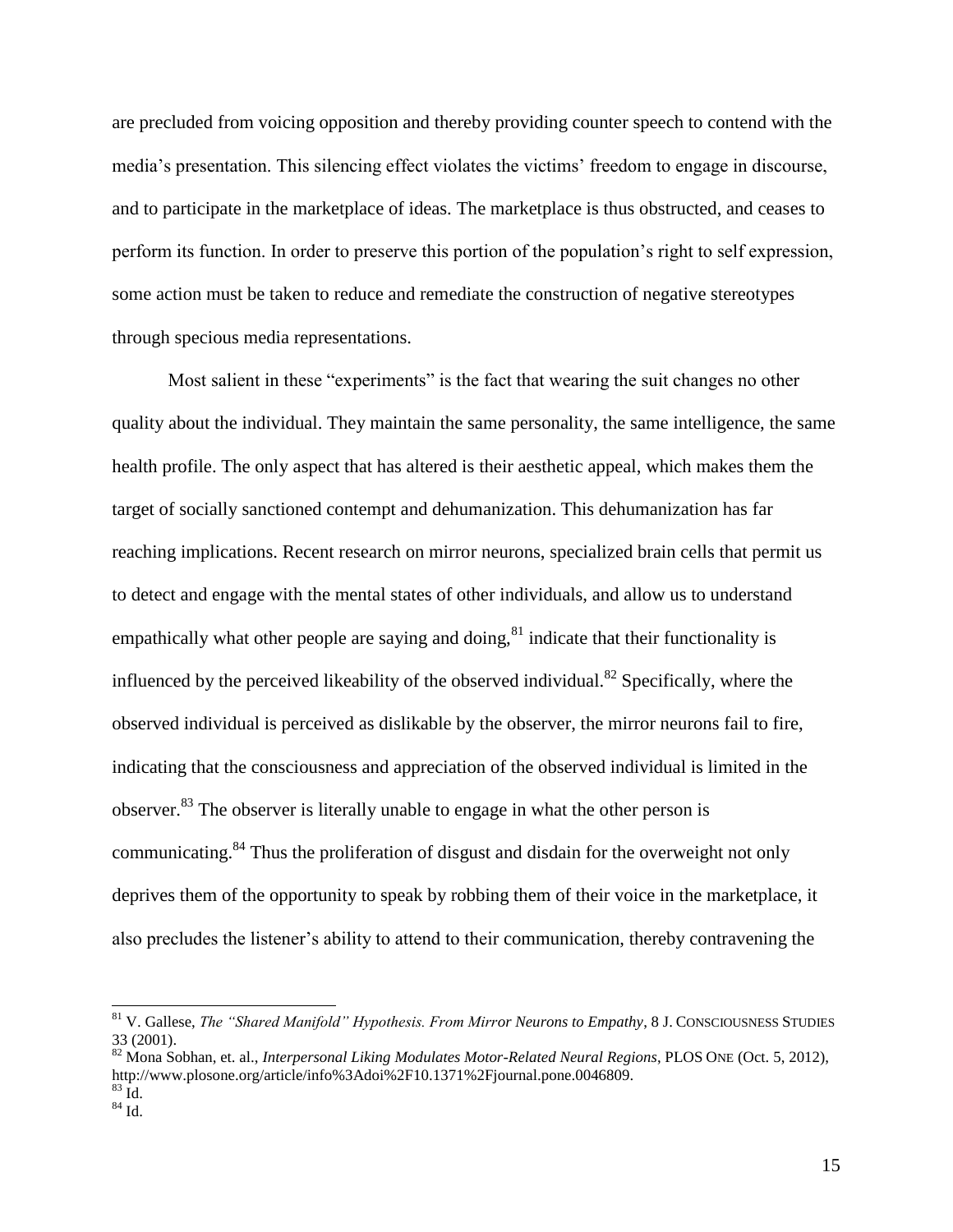are precluded from voicing opposition and thereby providing counter speech to contend with the media's presentation. This silencing effect violates the victims' freedom to engage in discourse, and to participate in the marketplace of ideas. The marketplace is thus obstructed, and ceases to perform its function. In order to preserve this portion of the population's right to self expression, some action must be taken to reduce and remediate the construction of negative stereotypes through specious media representations.

Most salient in these "experiments" is the fact that wearing the suit changes no other quality about the individual. They maintain the same personality, the same intelligence, the same health profile. The only aspect that has altered is their aesthetic appeal, which makes them the target of socially sanctioned contempt and dehumanization. This dehumanization has far reaching implications. Recent research on mirror neurons, specialized brain cells that permit us to detect and engage with the mental states of other individuals, and allow us to understand empathically what other people are saying and doing,[81] indicate that their functionality is influenced by the perceived likeability of the observed individual.[82] Specifically, where the observed individual is perceived as dislikable by the observer, the mirror neurons fail to fire, indicating that the consciousness and appreciation of the observed individual is limited in the observer.[83] The observer is literally unable to engage in what the other person is communicating.[84] Thus the proliferation of disgust and disdain for the overweight not only deprives them of the opportunity to speak by robbing them of their voice in the marketplace, it also precludes the listener's ability to attend to their communication, thereby contravening the

---

[81] V. Gallese, *The "Shared Manifold" Hypothesis. From Mirror Neurons to Empathy*, 8 J. CONSCIOUSNESS STUDIES 33 (2001).

[82] Mona Sobhan, et. al., *Interpersonal Liking Modulates Motor-Related Neural Regions*, PLOS ONE (Oct. 5, 2012), http://www.plosone.org/article/info%3Adoi%2F10.1371%2Fjournal.pone.0046809.

[83] Id.

[84] Id.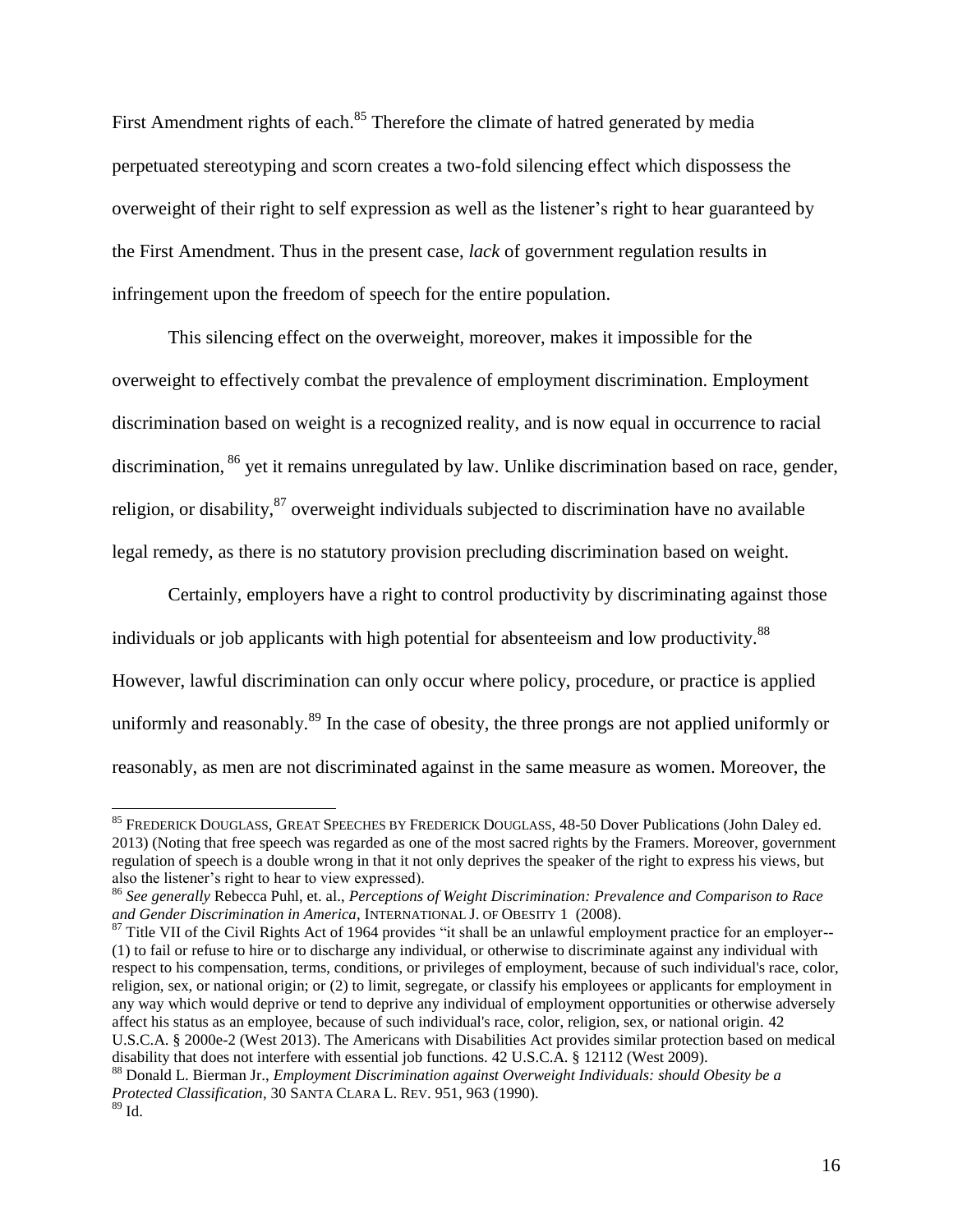First Amendment rights of each.[85] Therefore the climate of hatred generated by media perpetuated stereotyping and scorn creates a two-fold silencing effect which dispossess the overweight of their right to self expression as well as the listener's right to hear guaranteed by the First Amendment. Thus in the present case, *lack* of government regulation results in infringement upon the freedom of speech for the entire population.

This silencing effect on the overweight, moreover, makes it impossible for the overweight to effectively combat the prevalence of employment discrimination. Employment discrimination based on weight is a recognized reality, and is now equal in occurrence to racial discrimination, [86] yet it remains unregulated by law. Unlike discrimination based on race, gender, religion, or disability,[87] overweight individuals subjected to discrimination have no available legal remedy, as there is no statutory provision precluding discrimination based on weight.

Certainly, employers have a right to control productivity by discriminating against those individuals or job applicants with high potential for absenteeism and low productivity.[88] However, lawful discrimination can only occur where policy, procedure, or practice is applied uniformly and reasonably.[89] In the case of obesity, the three prongs are not applied uniformly or reasonably, as men are not discriminated against in the same measure as women. Moreover, the

---

[85] FREDERICK DOUGLASS, GREAT SPEECHES BY FREDERICK DOUGLASS, 48-50 Dover Publications (John Daley ed. 2013) (Noting that free speech was regarded as one of the most sacred rights by the Framers. Moreover, government regulation of speech is a double wrong in that it not only deprives the speaker of the right to express his views, but also the listener's right to hear to view expressed).

[86] *See generally* Rebecca Puhl, et. al., *Perceptions of Weight Discrimination: Prevalence and Comparison to Race and Gender Discrimination in America*, INTERNATIONAL J. OF OBESITY 1 (2008).

[87] Title VII of the Civil Rights Act of 1964 provides "it shall be an unlawful employment practice for an employer-- (1) to fail or refuse to hire or to discharge any individual, or otherwise to discriminate against any individual with respect to his compensation, terms, conditions, or privileges of employment, because of such individual's race, color, religion, sex, or national origin; or (2) to limit, segregate, or classify his employees or applicants for employment in any way which would deprive or tend to deprive any individual of employment opportunities or otherwise adversely affect his status as an employee, because of such individual's race, color, religion, sex, or national origin. 42 U.S.C.A. § 2000e-2 (West 2013). The Americans with Disabilities Act provides similar protection based on medical disability that does not interfere with essential job functions. 42 U.S.C.A. § 12112 (West 2009).

[88] Donald L. Bierman Jr., *Employment Discrimination against Overweight Individuals: should Obesity be a Protected Classification*, 30 SANTA CLARA L. REV. 951, 963 (1990).

[89] Id.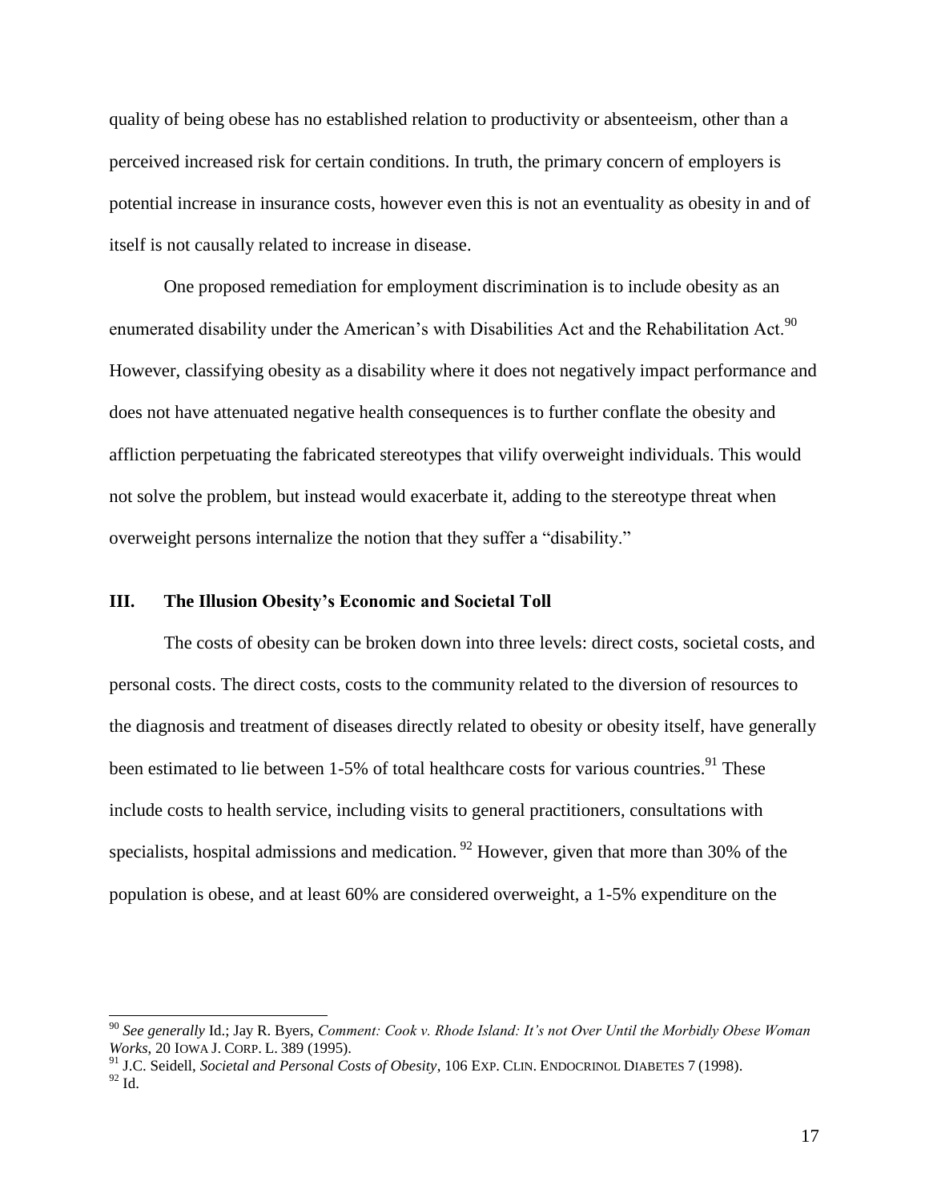quality of being obese has no established relation to productivity or absenteeism, other than a perceived increased risk for certain conditions. In truth, the primary concern of employers is potential increase in insurance costs, however even this is not an eventuality as obesity in and of itself is not causally related to increase in disease.

One proposed remediation for employment discrimination is to include obesity as an enumerated disability under the American's with Disabilities Act and the Rehabilitation Act.[90] However, classifying obesity as a disability where it does not negatively impact performance and does not have attenuated negative health consequences is to further conflate the obesity and affliction perpetuating the fabricated stereotypes that vilify overweight individuals. This would not solve the problem, but instead would exacerbate it, adding to the stereotype threat when overweight persons internalize the notion that they suffer a "disability."

## III. The Illusion Obesity's Economic and Societal Toll

The costs of obesity can be broken down into three levels: direct costs, societal costs, and personal costs. The direct costs, costs to the community related to the diversion of resources to the diagnosis and treatment of diseases directly related to obesity or obesity itself, have generally been estimated to lie between 1-5% of total healthcare costs for various countries.[91] These include costs to health service, including visits to general practitioners, consultations with specialists, hospital admissions and medication. [92] However, given that more than 30% of the population is obese, and at least 60% are considered overweight, a 1-5% expenditure on the

---

[90] *See generally* Id.; Jay R. Byers, *Comment: Cook v. Rhode Island: It's not Over Until the Morbidly Obese Woman Works*, 20 IOWA J. CORP. L. 389 (1995).

[91] J.C. Seidell, *Societal and Personal Costs of Obesity*, 106 EXP. CLIN. ENDOCRINOL DIABETES 7 (1998).

[92] Id.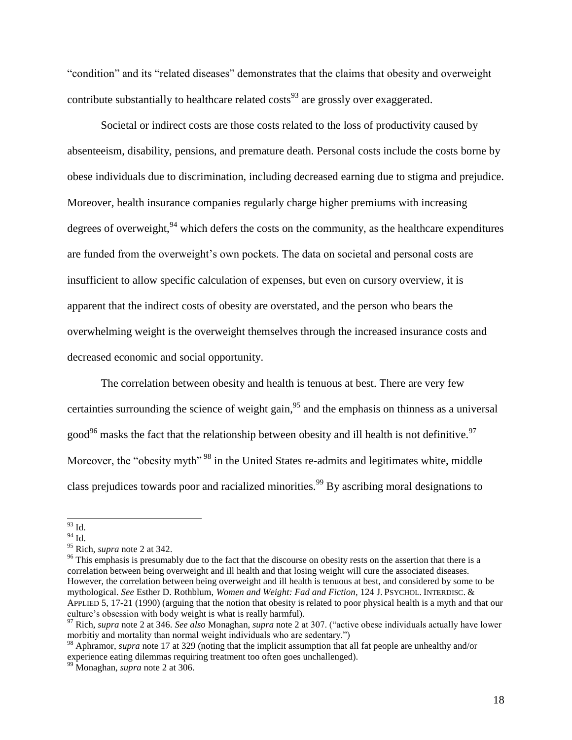"condition" and its "related diseases" demonstrates that the claims that obesity and overweight contribute substantially to healthcare related costs[93] are grossly over exaggerated.

Societal or indirect costs are those costs related to the loss of productivity caused by absenteeism, disability, pensions, and premature death. Personal costs include the costs borne by obese individuals due to discrimination, including decreased earning due to stigma and prejudice. Moreover, health insurance companies regularly charge higher premiums with increasing degrees of overweight,[94] which defers the costs on the community, as the healthcare expenditures are funded from the overweight's own pockets. The data on societal and personal costs are insufficient to allow specific calculation of expenses, but even on cursory overview, it is apparent that the indirect costs of obesity are overstated, and the person who bears the overwhelming weight is the overweight themselves through the increased insurance costs and decreased economic and social opportunity.

The correlation between obesity and health is tenuous at best. There are very few certainties surrounding the science of weight gain,[95] and the emphasis on thinness as a universal good[96] masks the fact that the relationship between obesity and ill health is not definitive.[97] Moreover, the "obesity myth"[98] in the United States re-admits and legitimates white, middle class prejudices towards poor and racialized minorities.[99] By ascribing moral designations to

---

[93] Id.

[94] Id.

[95] Rich, *supra* note 2 at 342.

[96] This emphasis is presumably due to the fact that the discourse on obesity rests on the assertion that there is a correlation between being overweight and ill health and that losing weight will cure the associated diseases. However, the correlation between being overweight and ill health is tenuous at best, and considered by some to be mythological. *See* Esther D. Rothblum, *Women and Weight: Fad and Fiction*, 124 J. PSYCHOL. INTERDISC. & APPLIED 5, 17-21 (1990) (arguing that the notion that obesity is related to poor physical health is a myth and that our culture's obsession with body weight is what is really harmful).

[97] Rich, *supra* note 2 at 346. *See also* Monaghan, *supra* note 2 at 307. ("active obese individuals actually have lower morbitiy and mortality than normal weight individuals who are sedentary.")

[98] Aphramor, *supra* note 17 at 329 (noting that the implicit assumption that all fat people are unhealthy and/or experience eating dilemmas requiring treatment too often goes unchallenged).

[99] Monaghan, *supra* note 2 at 306.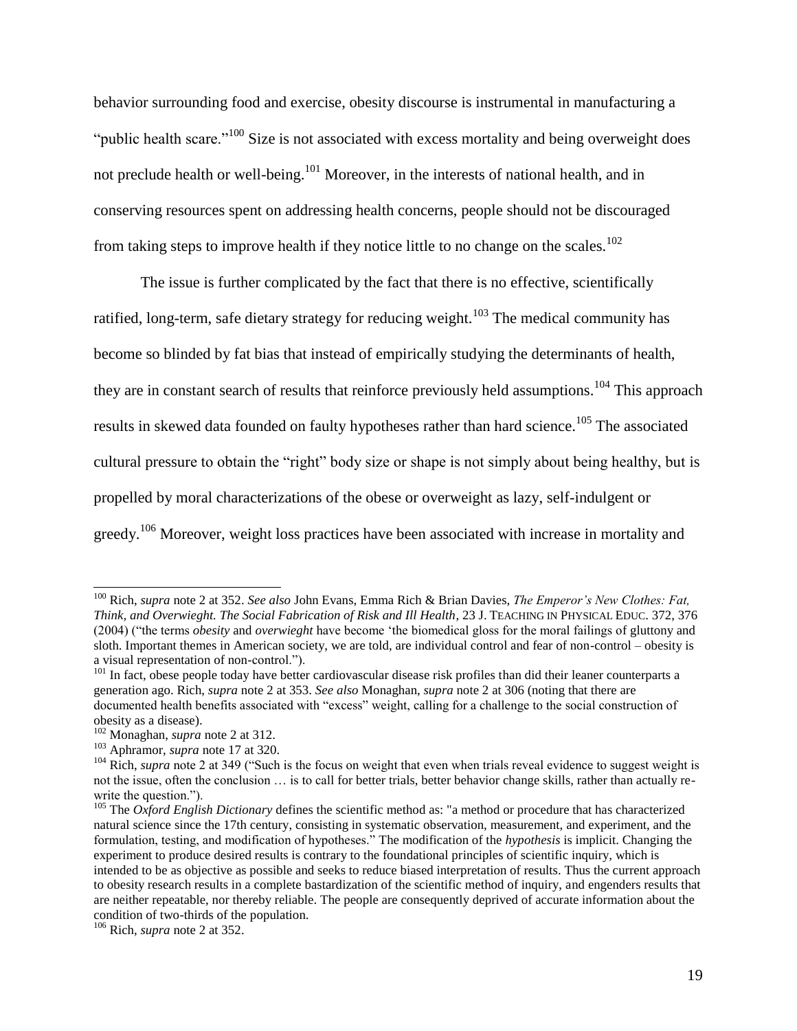behavior surrounding food and exercise, obesity discourse is instrumental in manufacturing a "public health scare."[100] Size is not associated with excess mortality and being overweight does not preclude health or well-being.[101] Moreover, in the interests of national health, and in conserving resources spent on addressing health concerns, people should not be discouraged from taking steps to improve health if they notice little to no change on the scales.[102]

The issue is further complicated by the fact that there is no effective, scientifically ratified, long-term, safe dietary strategy for reducing weight.[103] The medical community has become so blinded by fat bias that instead of empirically studying the determinants of health, they are in constant search of results that reinforce previously held assumptions.[104] This approach results in skewed data founded on faulty hypotheses rather than hard science.[105] The associated cultural pressure to obtain the "right" body size or shape is not simply about being healthy, but is propelled by moral characterizations of the obese or overweight as lazy, self-indulgent or greedy.[106] Moreover, weight loss practices have been associated with increase in mortality and

---

[100] Rich, *supra* note 2 at 352. *See also* John Evans, Emma Rich & Brian Davies, *The Emperor's New Clothes: Fat, Think, and Overwieght. The Social Fabrication of Risk and Ill Health*, 23 J. TEACHING IN PHYSICAL EDUC. 372, 376 (2004) ("the terms *obesity* and *overwieght* have become 'the biomedical gloss for the moral failings of gluttony and sloth. Important themes in American society, we are told, are individual control and fear of non-control – obesity is a visual representation of non-control.").

[101] In fact, obese people today have better cardiovascular disease risk profiles than did their leaner counterparts a generation ago. Rich, *supra* note 2 at 353. *See also* Monaghan, *supra* note 2 at 306 (noting that there are documented health benefits associated with "excess" weight, calling for a challenge to the social construction of obesity as a disease).

[102] Monaghan, *supra* note 2 at 312.

[103] Aphramor, *supra* note 17 at 320.

[104] Rich, *supra* note 2 at 349 ("Such is the focus on weight that even when trials reveal evidence to suggest weight is not the issue, often the conclusion … is to call for better trials, better behavior change skills, rather than actually re-write the question.").

[105] The *Oxford English Dictionary* defines the scientific method as: "a method or procedure that has characterized natural science since the 17th century, consisting in systematic observation, measurement, and experiment, and the formulation, testing, and modification of hypotheses." The modification of the *hypothesis* is implicit. Changing the experiment to produce desired results is contrary to the foundational principles of scientific inquiry, which is intended to be as objective as possible and seeks to reduce biased interpretation of results. Thus the current approach to obesity research results in a complete bastardization of the scientific method of inquiry, and engenders results that are neither repeatable, nor thereby reliable. The people are consequently deprived of accurate information about the condition of two-thirds of the population.

[106] Rich, *supra* note 2 at 352.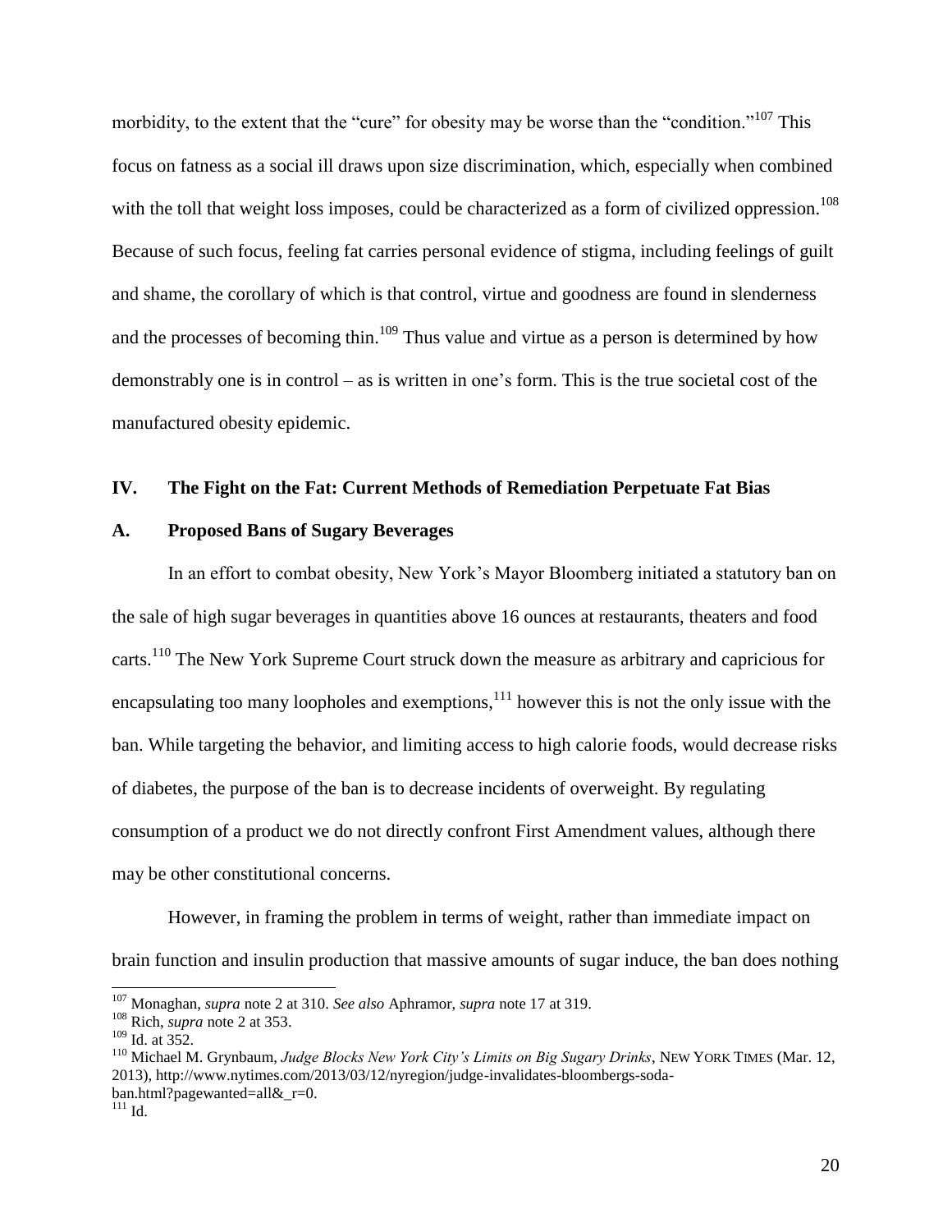morbidity, to the extent that the "cure" for obesity may be worse than the "condition."[107] This focus on fatness as a social ill draws upon size discrimination, which, especially when combined with the toll that weight loss imposes, could be characterized as a form of civilized oppression.[108] Because of such focus, feeling fat carries personal evidence of stigma, including feelings of guilt and shame, the corollary of which is that control, virtue and goodness are found in slenderness and the processes of becoming thin.[109] Thus value and virtue as a person is determined by how demonstrably one is in control – as is written in one's form. This is the true societal cost of the manufactured obesity epidemic.

## IV. The Fight on the Fat: Current Methods of Remediation Perpetuate Fat Bias

### A. Proposed Bans of Sugary Beverages

In an effort to combat obesity, New York's Mayor Bloomberg initiated a statutory ban on the sale of high sugar beverages in quantities above 16 ounces at restaurants, theaters and food carts.[110] The New York Supreme Court struck down the measure as arbitrary and capricious for encapsulating too many loopholes and exemptions,[111] however this is not the only issue with the ban. While targeting the behavior, and limiting access to high calorie foods, would decrease risks of diabetes, the purpose of the ban is to decrease incidents of overweight. By regulating consumption of a product we do not directly confront First Amendment values, although there may be other constitutional concerns.

However, in framing the problem in terms of weight, rather than immediate impact on brain function and insulin production that massive amounts of sugar induce, the ban does nothing

---

[107] Monaghan, *supra* note 2 at 310. *See also* Aphramor, *supra* note 17 at 319.

[108] Rich, *supra* note 2 at 353.

[109] Id. at 352.

[110] Michael M. Grynbaum, *Judge Blocks New York City's Limits on Big Sugary Drinks*, NEW YORK TIMES (Mar. 12, 2013), http://www.nytimes.com/2013/03/12/nyregion/judge-invalidates-bloombergs-soda-ban.html?pagewanted=all&_r=0.

[111] Id.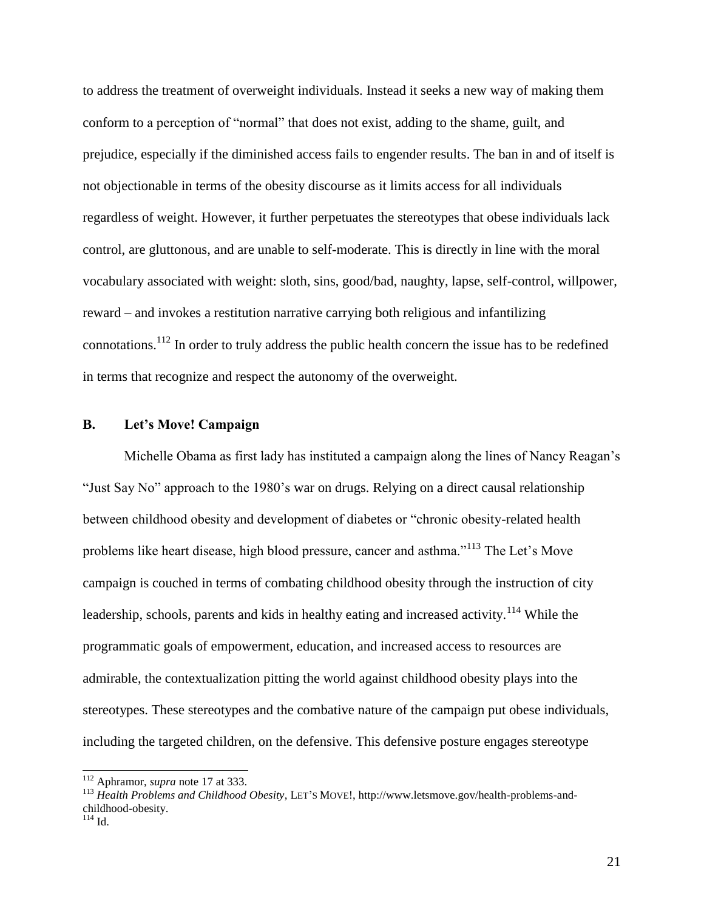to address the treatment of overweight individuals. Instead it seeks a new way of making them conform to a perception of "normal" that does not exist, adding to the shame, guilt, and prejudice, especially if the diminished access fails to engender results. The ban in and of itself is not objectionable in terms of the obesity discourse as it limits access for all individuals regardless of weight. However, it further perpetuates the stereotypes that obese individuals lack control, are gluttonous, and are unable to self-moderate. This is directly in line with the moral vocabulary associated with weight: sloth, sins, good/bad, naughty, lapse, self-control, willpower, reward – and invokes a restitution narrative carrying both religious and infantilizing connotations.[112] In order to truly address the public health concern the issue has to be redefined in terms that recognize and respect the autonomy of the overweight.

## B. Let's Move! Campaign

Michelle Obama as first lady has instituted a campaign along the lines of Nancy Reagan's "Just Say No" approach to the 1980's war on drugs. Relying on a direct causal relationship between childhood obesity and development of diabetes or "chronic obesity-related health problems like heart disease, high blood pressure, cancer and asthma."[113] The Let's Move campaign is couched in terms of combating childhood obesity through the instruction of city leadership, schools, parents and kids in healthy eating and increased activity.[114] While the programmatic goals of empowerment, education, and increased access to resources are admirable, the contextualization pitting the world against childhood obesity plays into the stereotypes. These stereotypes and the combative nature of the campaign put obese individuals, including the targeted children, on the defensive. This defensive posture engages stereotype

---

[112] Aphramor, *supra* note 17 at 333.

[113] *Health Problems and Childhood Obesity*, LET'S MOVE!, http://www.letsmove.gov/health-problems-and-childhood-obesity.

[114] Id.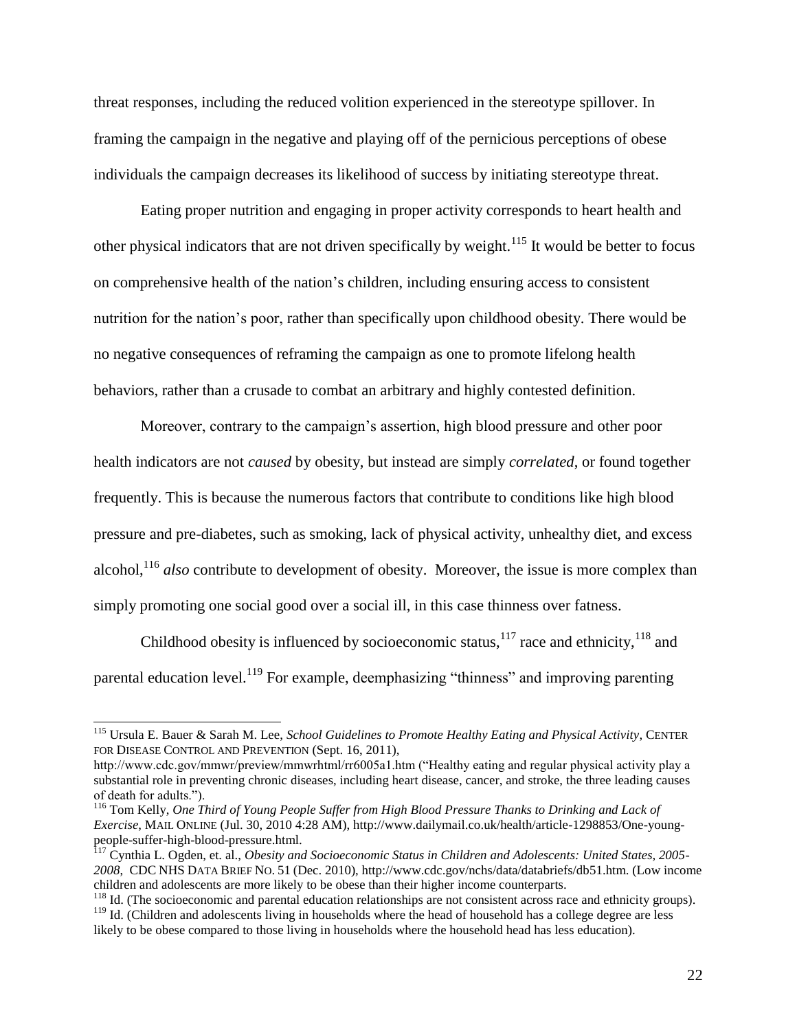threat responses, including the reduced volition experienced in the stereotype spillover. In framing the campaign in the negative and playing off of the pernicious perceptions of obese individuals the campaign decreases its likelihood of success by initiating stereotype threat.

Eating proper nutrition and engaging in proper activity corresponds to heart health and other physical indicators that are not driven specifically by weight.[115] It would be better to focus on comprehensive health of the nation's children, including ensuring access to consistent nutrition for the nation's poor, rather than specifically upon childhood obesity. There would be no negative consequences of reframing the campaign as one to promote lifelong health behaviors, rather than a crusade to combat an arbitrary and highly contested definition.

Moreover, contrary to the campaign's assertion, high blood pressure and other poor health indicators are not *caused* by obesity, but instead are simply *correlated*, or found together frequently. This is because the numerous factors that contribute to conditions like high blood pressure and pre-diabetes, such as smoking, lack of physical activity, unhealthy diet, and excess alcohol,[116] *also* contribute to development of obesity. Moreover, the issue is more complex than simply promoting one social good over a social ill, in this case thinness over fatness.

Childhood obesity is influenced by socioeconomic status,[117] race and ethnicity,[118] and parental education level.[119] For example, deemphasizing "thinness" and improving parenting

---

[115] Ursula E. Bauer & Sarah M. Lee, *School Guidelines to Promote Healthy Eating and Physical Activity*, CENTER FOR DISEASE CONTROL AND PREVENTION (Sept. 16, 2011), http://www.cdc.gov/mmwr/preview/mmwrhtml/rr6005a1.htm ("Healthy eating and regular physical activity play a substantial role in preventing chronic diseases, including heart disease, cancer, and stroke, the three leading causes of death for adults.").

[116] Tom Kelly, *One Third of Young People Suffer from High Blood Pressure Thanks to Drinking and Lack of Exercise*, MAIL ONLINE (Jul. 30, 2010 4:28 AM), http://www.dailymail.co.uk/health/article-1298853/One-young-people-suffer-high-blood-pressure.html.

[117] Cynthia L. Ogden, et. al., *Obesity and Socioeconomic Status in Children and Adolescents: United States, 2005-2008*, CDC NHS DATA BRIEF NO. 51 (Dec. 2010), http://www.cdc.gov/nchs/data/databriefs/db51.htm. (Low income children and adolescents are more likely to be obese than their higher income counterparts.

[118] Id. (The socioeconomic and parental education relationships are not consistent across race and ethnicity groups).

[119] Id. (Children and adolescents living in households where the head of household has a college degree are less likely to be obese compared to those living in households where the household head has less education).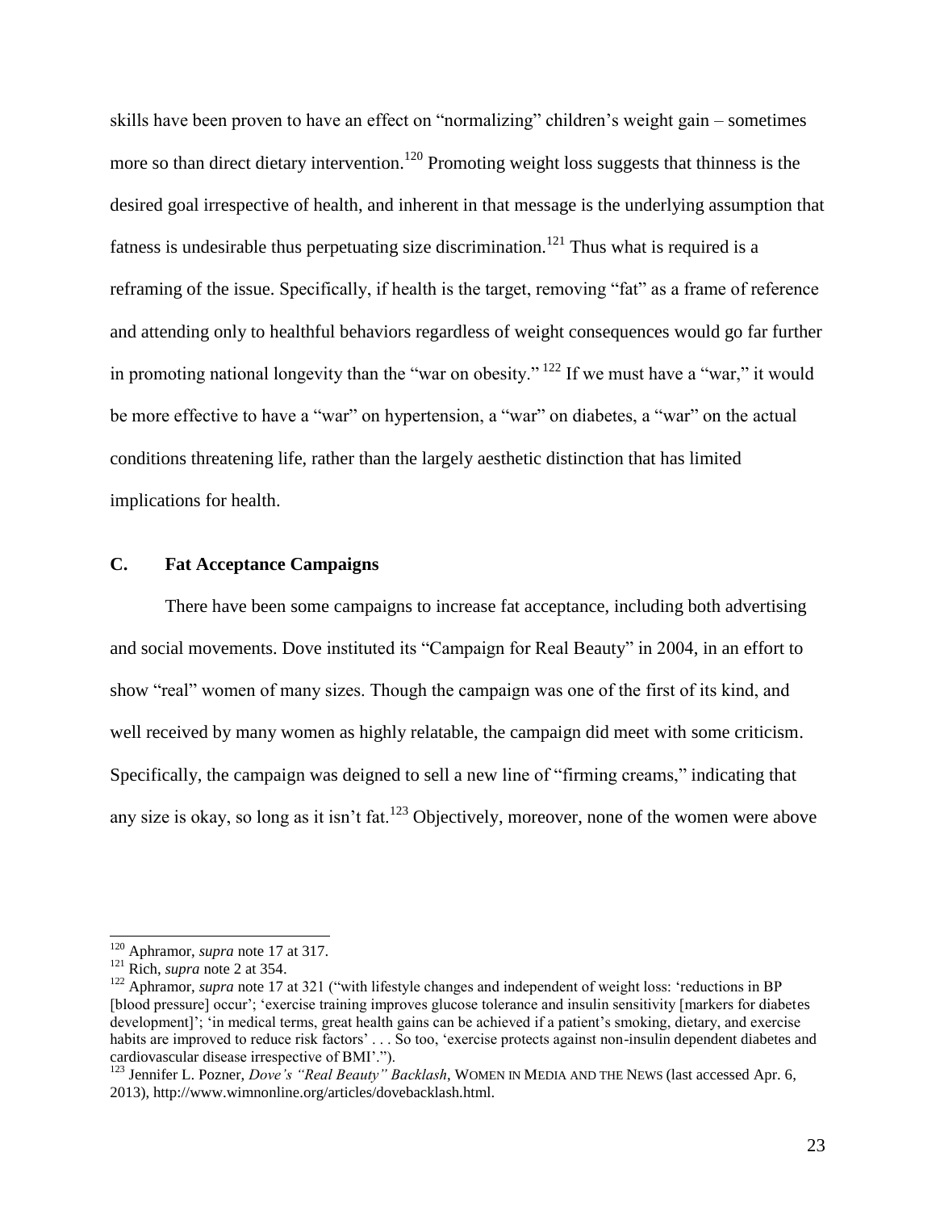skills have been proven to have an effect on "normalizing" children's weight gain – sometimes more so than direct dietary intervention.[120] Promoting weight loss suggests that thinness is the desired goal irrespective of health, and inherent in that message is the underlying assumption that fatness is undesirable thus perpetuating size discrimination.[121] Thus what is required is a reframing of the issue. Specifically, if health is the target, removing "fat" as a frame of reference and attending only to healthful behaviors regardless of weight consequences would go far further in promoting national longevity than the "war on obesity." [122] If we must have a "war," it would be more effective to have a "war" on hypertension, a "war" on diabetes, a "war" on the actual conditions threatening life, rather than the largely aesthetic distinction that has limited implications for health.

### C. Fat Acceptance Campaigns

There have been some campaigns to increase fat acceptance, including both advertising and social movements. Dove instituted its "Campaign for Real Beauty" in 2004, in an effort to show "real" women of many sizes. Though the campaign was one of the first of its kind, and well received by many women as highly relatable, the campaign did meet with some criticism. Specifically, the campaign was deigned to sell a new line of "firming creams," indicating that any size is okay, so long as it isn't fat.[123] Objectively, moreover, none of the women were above

---

[120] Aphramor, *supra* note 17 at 317.

[121] Rich, *supra* note 2 at 354.

[122] Aphramor, *supra* note 17 at 321 ("with lifestyle changes and independent of weight loss: 'reductions in BP [blood pressure] occur'; 'exercise training improves glucose tolerance and insulin sensitivity [markers for diabetes development]'; 'in medical terms, great health gains can be achieved if a patient's smoking, dietary, and exercise habits are improved to reduce risk factors' . . . So too, 'exercise protects against non-insulin dependent diabetes and cardiovascular disease irrespective of BMI'.").

[123] Jennifer L. Pozner, *Dove's "Real Beauty" Backlash*, WOMEN IN MEDIA AND THE NEWS (last accessed Apr. 6, 2013), http://www.wimnonline.org/articles/dovebacklash.html.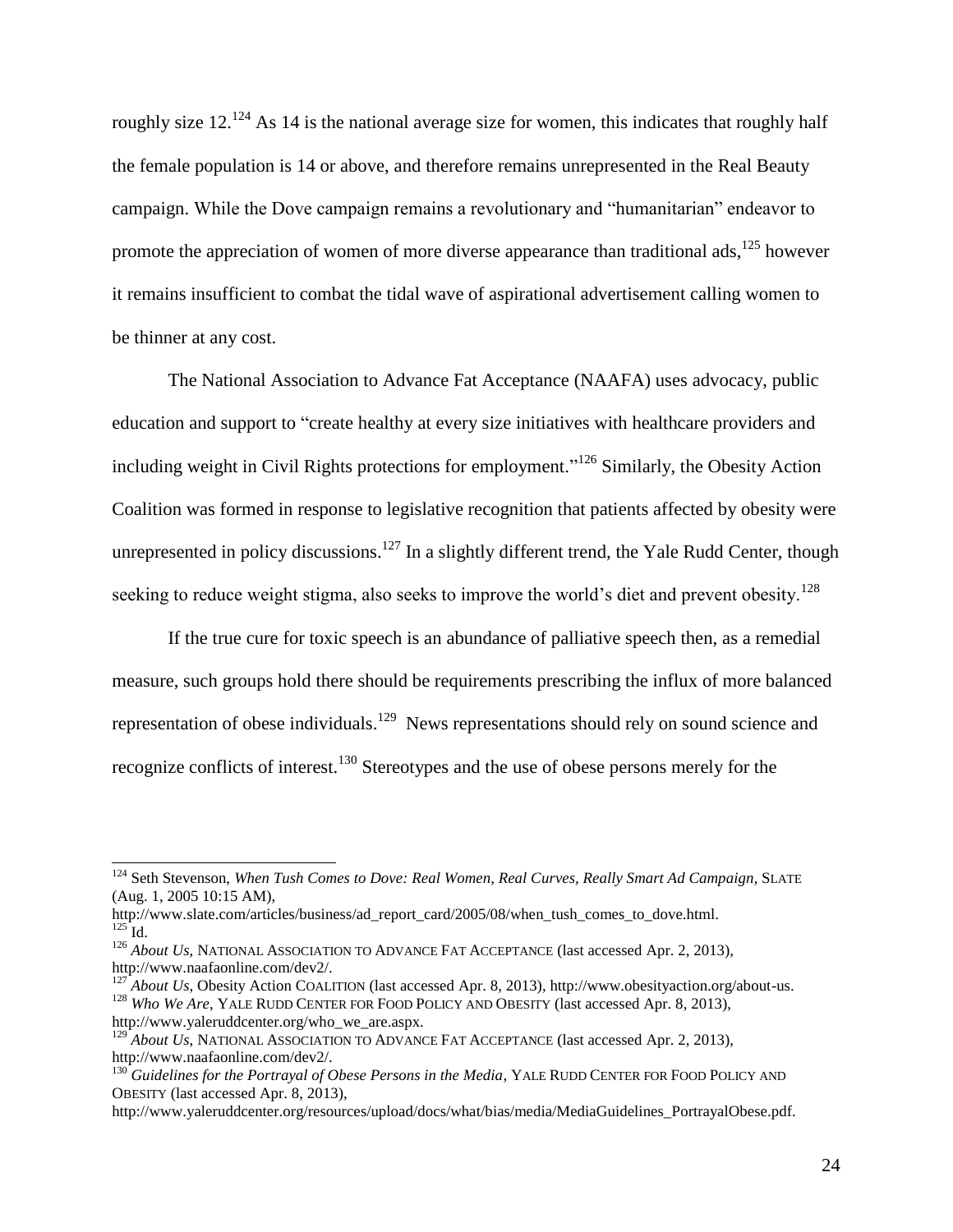roughly size 12.[124] As 14 is the national average size for women, this indicates that roughly half the female population is 14 or above, and therefore remains unrepresented in the Real Beauty campaign. While the Dove campaign remains a revolutionary and "humanitarian" endeavor to promote the appreciation of women of more diverse appearance than traditional ads,[125] however it remains insufficient to combat the tidal wave of aspirational advertisement calling women to be thinner at any cost.

The National Association to Advance Fat Acceptance (NAAFA) uses advocacy, public education and support to "create healthy at every size initiatives with healthcare providers and including weight in Civil Rights protections for employment."[126] Similarly, the Obesity Action Coalition was formed in response to legislative recognition that patients affected by obesity were unrepresented in policy discussions.[127] In a slightly different trend, the Yale Rudd Center, though seeking to reduce weight stigma, also seeks to improve the world's diet and prevent obesity.[128]

If the true cure for toxic speech is an abundance of palliative speech then, as a remedial measure, such groups hold there should be requirements prescribing the influx of more balanced representation of obese individuals.[129] News representations should rely on sound science and recognize conflicts of interest.[130] Stereotypes and the use of obese persons merely for the

---

[124] Seth Stevenson, *When Tush Comes to Dove: Real Women, Real Curves, Really Smart Ad Campaign*, SLATE (Aug. 1, 2005 10:15 AM), http://www.slate.com/articles/business/ad_report_card/2005/08/when_tush_comes_to_dove.html.

[125] Id.

[126] *About Us*, NATIONAL ASSOCIATION TO ADVANCE FAT ACCEPTANCE (last accessed Apr. 2, 2013), http://www.naafaonline.com/dev2/.

[127] *About Us*, Obesity Action COALITION (last accessed Apr. 8, 2013), http://www.obesityaction.org/about-us.

[128] *Who We Are*, YALE RUDD CENTER FOR FOOD POLICY AND OBESITY (last accessed Apr. 8, 2013), http://www.yaleruddcenter.org/who_we_are.aspx.

[129] *About Us*, NATIONAL ASSOCIATION TO ADVANCE FAT ACCEPTANCE (last accessed Apr. 2, 2013), http://www.naafaonline.com/dev2/.

[130] *Guidelines for the Portrayal of Obese Persons in the Media*, YALE RUDD CENTER FOR FOOD POLICY AND OBESITY (last accessed Apr. 8, 2013), http://www.yaleruddcenter.org/resources/upload/docs/what/bias/media/MediaGuidelines_PortrayalObese.pdf.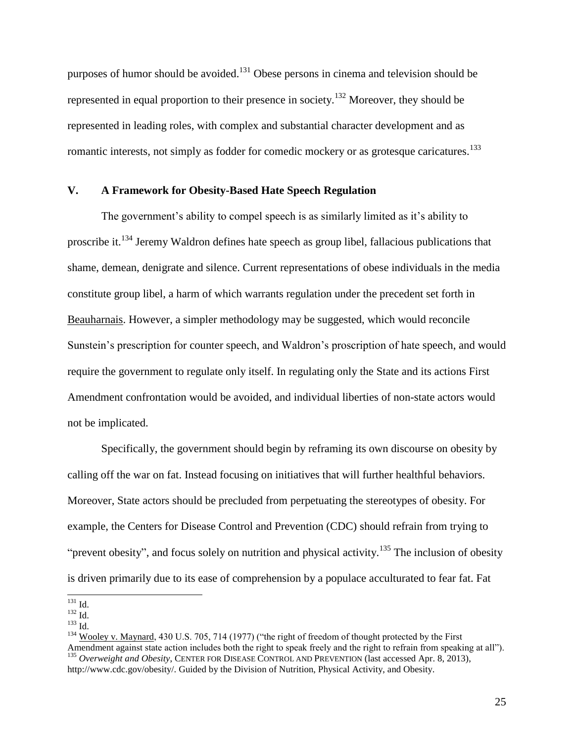purposes of humor should be avoided.[131] Obese persons in cinema and television should be represented in equal proportion to their presence in society.[132] Moreover, they should be represented in leading roles, with complex and substantial character development and as romantic interests, not simply as fodder for comedic mockery or as grotesque caricatures.[133]

## V. A Framework for Obesity-Based Hate Speech Regulation

The government's ability to compel speech is as similarly limited as it's ability to proscribe it.[134] Jeremy Waldron defines hate speech as group libel, fallacious publications that shame, demean, denigrate and silence. Current representations of obese individuals in the media constitute group libel, a harm of which warrants regulation under the precedent set forth in Beauharnais. However, a simpler methodology may be suggested, which would reconcile Sunstein's prescription for counter speech, and Waldron's proscription of hate speech, and would require the government to regulate only itself. In regulating only the State and its actions First Amendment confrontation would be avoided, and individual liberties of non-state actors would not be implicated.

Specifically, the government should begin by reframing its own discourse on obesity by calling off the war on fat. Instead focusing on initiatives that will further healthful behaviors. Moreover, State actors should be precluded from perpetuating the stereotypes of obesity. For example, the Centers for Disease Control and Prevention (CDC) should refrain from trying to "prevent obesity", and focus solely on nutrition and physical activity.[135] The inclusion of obesity is driven primarily due to its ease of comprehension by a populace acculturated to fear fat. Fat

---

[131] Id.

[132] Id.

[133] Id.

[134] Wooley v. Maynard, 430 U.S. 705, 714 (1977) ("the right of freedom of thought protected by the First Amendment against state action includes both the right to speak freely and the right to refrain from speaking at all").

[135] *Overweight and Obesity*, CENTER FOR DISEASE CONTROL AND PREVENTION (last accessed Apr. 8, 2013), http://www.cdc.gov/obesity/. Guided by the Division of Nutrition, Physical Activity, and Obesity.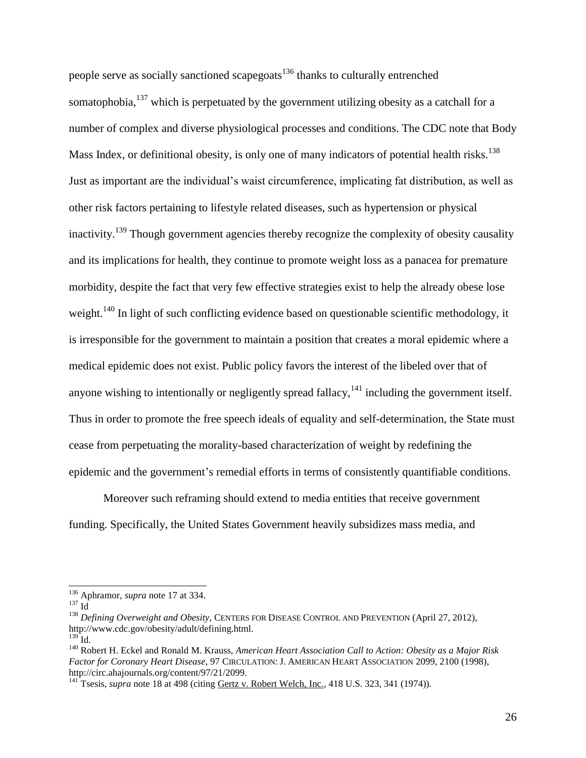people serve as socially sanctioned scapegoats[136] thanks to culturally entrenched somatophobia,[137] which is perpetuated by the government utilizing obesity as a catchall for a number of complex and diverse physiological processes and conditions. The CDC note that Body Mass Index, or definitional obesity, is only one of many indicators of potential health risks.[138] Just as important are the individual's waist circumference, implicating fat distribution, as well as other risk factors pertaining to lifestyle related diseases, such as hypertension or physical inactivity.[139] Though government agencies thereby recognize the complexity of obesity causality and its implications for health, they continue to promote weight loss as a panacea for premature morbidity, despite the fact that very few effective strategies exist to help the already obese lose weight.[140] In light of such conflicting evidence based on questionable scientific methodology, it is irresponsible for the government to maintain a position that creates a moral epidemic where a medical epidemic does not exist. Public policy favors the interest of the libeled over that of anyone wishing to intentionally or negligently spread fallacy,[141] including the government itself. Thus in order to promote the free speech ideals of equality and self-determination, the State must cease from perpetuating the morality-based characterization of weight by redefining the epidemic and the government's remedial efforts in terms of consistently quantifiable conditions.

Moreover such reframing should extend to media entities that receive government funding. Specifically, the United States Government heavily subsidizes mass media, and

---

[136] Aphramor, *supra* note 17 at 334.

[137] Id

[138] *Defining Overweight and Obesity*, CENTERS FOR DISEASE CONTROL AND PREVENTION (April 27, 2012), http://www.cdc.gov/obesity/adult/defining.html.

[139] Id.

[140] Robert H. Eckel and Ronald M. Krauss, *American Heart Association Call to Action: Obesity as a Major Risk Factor for Coronary Heart Disease*, 97 CIRCULATION: J. AMERICAN HEART ASSOCIATION 2099, 2100 (1998), http://circ.ahajournals.org/content/97/21/2099.

[141] Tsesis, *supra* note 18 at 498 (citing Gertz v. Robert Welch, Inc., 418 U.S. 323, 341 (1974)).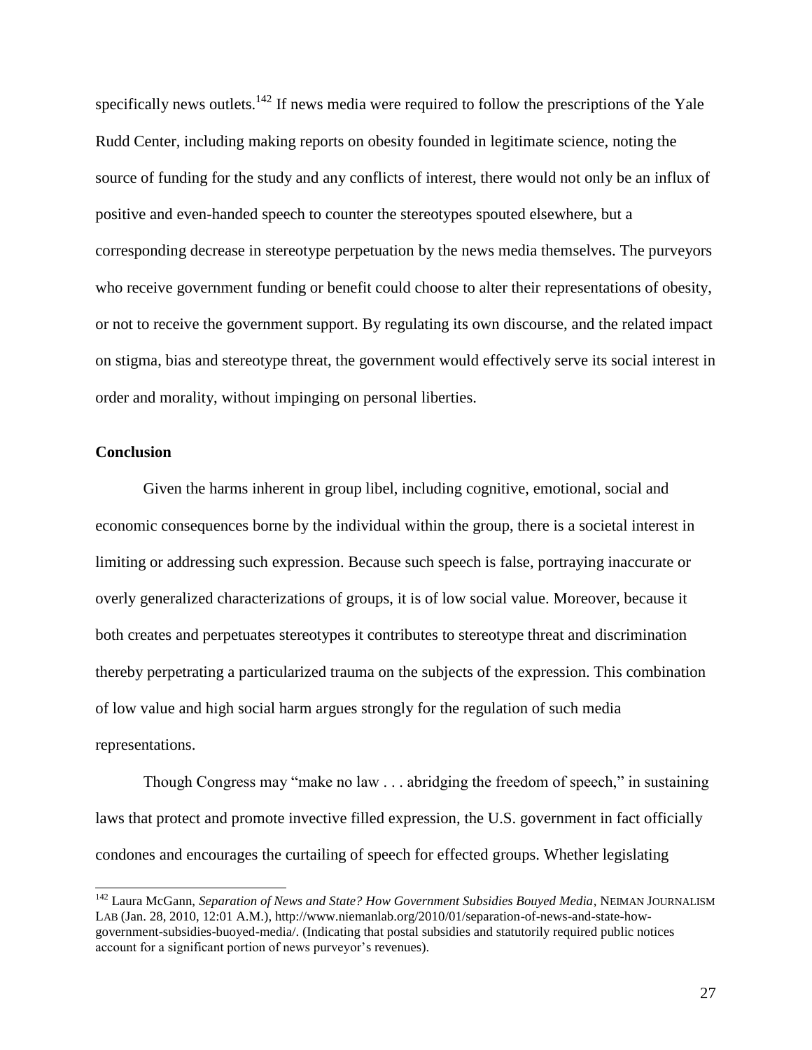specifically news outlets.[142] If news media were required to follow the prescriptions of the Yale Rudd Center, including making reports on obesity founded in legitimate science, noting the source of funding for the study and any conflicts of interest, there would not only be an influx of positive and even-handed speech to counter the stereotypes spouted elsewhere, but a corresponding decrease in stereotype perpetuation by the news media themselves. The purveyors who receive government funding or benefit could choose to alter their representations of obesity, or not to receive the government support. By regulating its own discourse, and the related impact on stigma, bias and stereotype threat, the government would effectively serve its social interest in order and morality, without impinging on personal liberties.

**Conclusion**

Given the harms inherent in group libel, including cognitive, emotional, social and economic consequences borne by the individual within the group, there is a societal interest in limiting or addressing such expression. Because such speech is false, portraying inaccurate or overly generalized characterizations of groups, it is of low social value. Moreover, because it both creates and perpetuates stereotypes it contributes to stereotype threat and discrimination thereby perpetrating a particularized trauma on the subjects of the expression. This combination of low value and high social harm argues strongly for the regulation of such media representations.

Though Congress may "make no law . . . abridging the freedom of speech," in sustaining laws that protect and promote invective filled expression, the U.S. government in fact officially condones and encourages the curtailing of speech for effected groups. Whether legislating

---

[142] Laura McGann, *Separation of News and State? How Government Subsidies Bouyed Media*, NEIMAN JOURNALISM LAB (Jan. 28, 2010, 12:01 A.M.), http://www.niemanlab.org/2010/01/separation-of-news-and-state-how-government-subsidies-buoyed-media/. (Indicating that postal subsidies and statutorily required public notices account for a significant portion of news purveyor's revenues).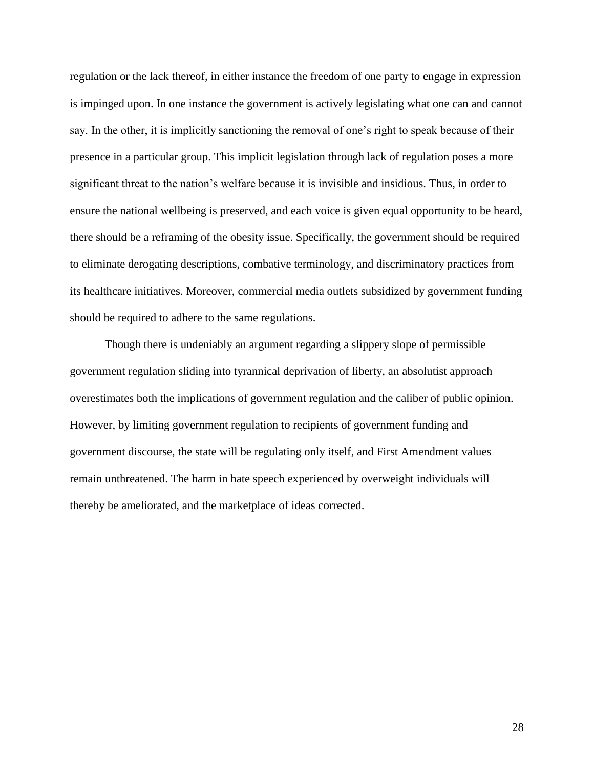regulation or the lack thereof, in either instance the freedom of one party to engage in expression is impinged upon. In one instance the government is actively legislating what one can and cannot say. In the other, it is implicitly sanctioning the removal of one's right to speak because of their presence in a particular group. This implicit legislation through lack of regulation poses a more significant threat to the nation's welfare because it is invisible and insidious. Thus, in order to ensure the national wellbeing is preserved, and each voice is given equal opportunity to be heard, there should be a reframing of the obesity issue. Specifically, the government should be required to eliminate derogating descriptions, combative terminology, and discriminatory practices from its healthcare initiatives. Moreover, commercial media outlets subsidized by government funding should be required to adhere to the same regulations.

Though there is undeniably an argument regarding a slippery slope of permissible government regulation sliding into tyrannical deprivation of liberty, an absolutist approach overestimates both the implications of government regulation and the caliber of public opinion. However, by limiting government regulation to recipients of government funding and government discourse, the state will be regulating only itself, and First Amendment values remain unthreatened. The harm in hate speech experienced by overweight individuals will thereby be ameliorated, and the marketplace of ideas corrected.